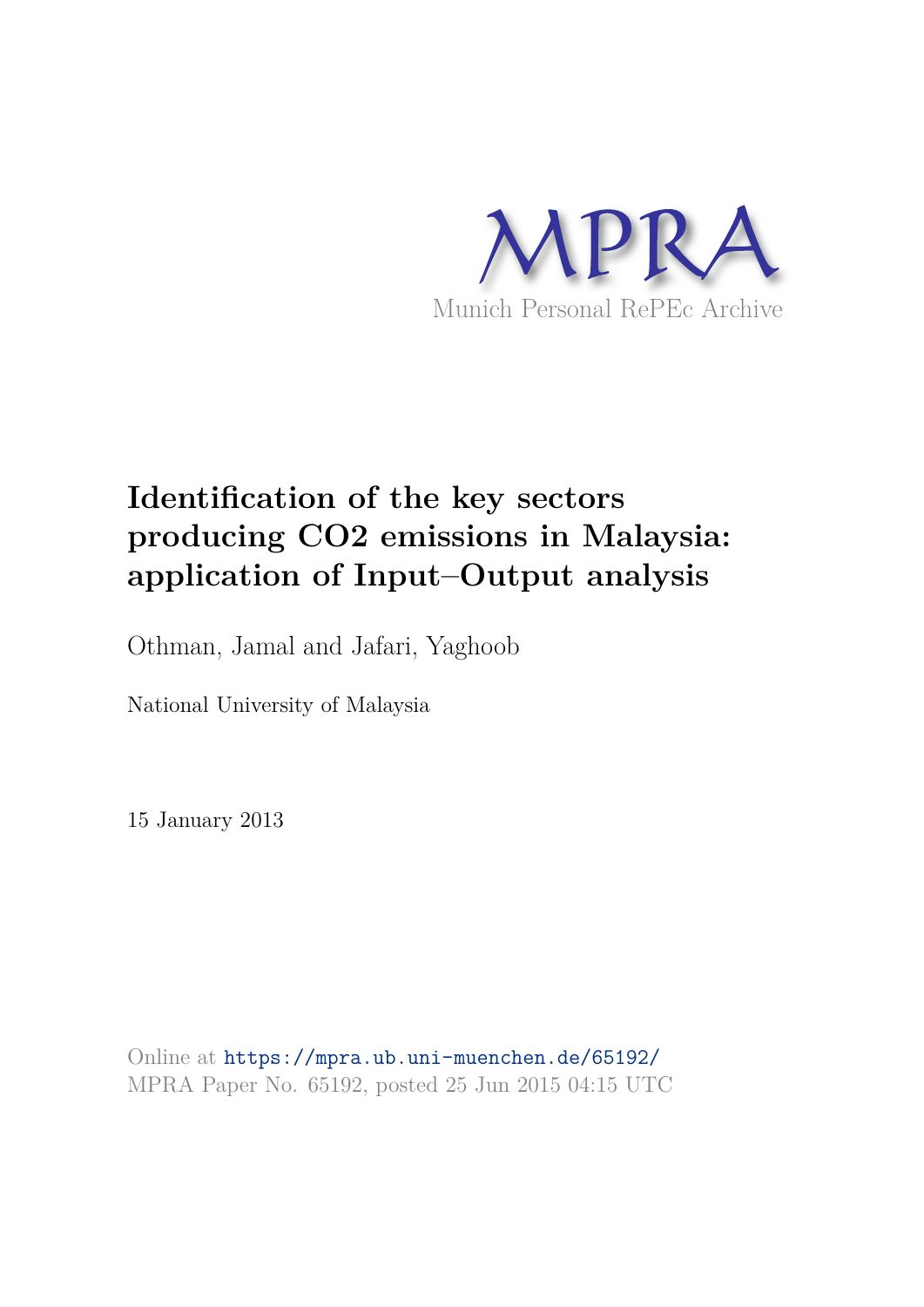MPRA

Munich Personal RePEc Archive

# Identification of the key sectors producing CO2 emissions in Malaysia: application of Input–Output analysis

Othman, Jamal and Jafari, Yaghoob

National University of Malaysia

15 January 2013

Online at https://mpra.ub.uni-muenchen.de/65192/
MPRA Paper No. 65192, posted 25 Jun 2015 04:15 UTC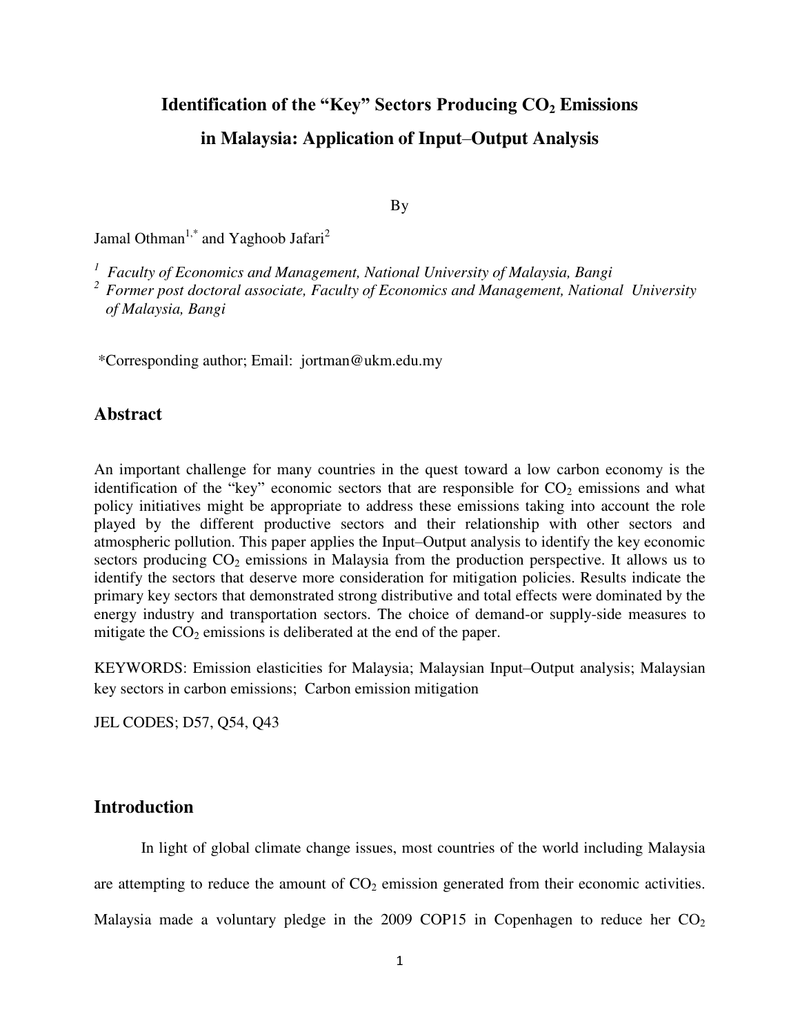# Identification of the "Key" Sectors Producing $CO_2$ Emissions in Malaysia: Application of Input–Output Analysis

By

Jamal Othman[1,*] and Yaghoob Jafari[2]

[1] *Faculty of Economics and Management, National University of Malaysia, Bangi*

[2] *Former post doctoral associate, Faculty of Economics and Management, National University of Malaysia, Bangi*

*Corresponding author; Email: jortman@ukm.edu.my

## Abstract

An important challenge for many countries in the quest toward a low carbon economy is the identification of the "key" economic sectors that are responsible for $CO_2$ emissions and what policy initiatives might be appropriate to address these emissions taking into account the role played by the different productive sectors and their relationship with other sectors and atmospheric pollution. This paper applies the Input–Output analysis to identify the key economic sectors producing $CO_2$ emissions in Malaysia from the production perspective. It allows us to identify the sectors that deserve more consideration for mitigation policies. Results indicate the primary key sectors that demonstrated strong distributive and total effects were dominated by the energy industry and transportation sectors. The choice of demand-or supply-side measures to mitigate the $CO_2$ emissions is deliberated at the end of the paper.

KEYWORDS: Emission elasticities for Malaysia; Malaysian Input–Output analysis; Malaysian key sectors in carbon emissions; Carbon emission mitigation

JEL CODES; D57, Q54, Q43

## Introduction

In light of global climate change issues, most countries of the world including Malaysia are attempting to reduce the amount of $CO_2$ emission generated from their economic activities. Malaysia made a voluntary pledge in the 2009 COP15 in Copenhagen to reduce her $CO_2$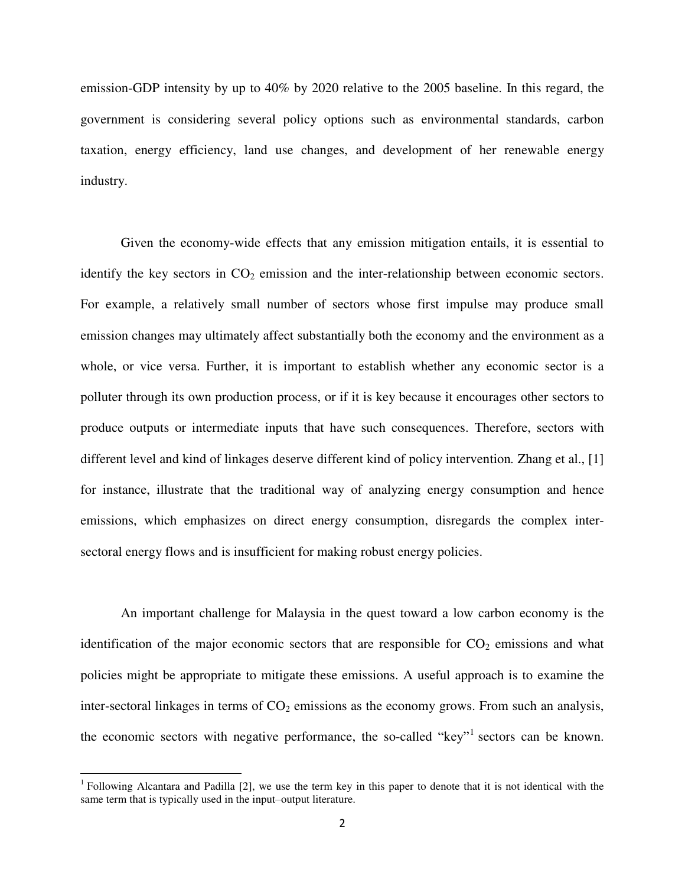emission-GDP intensity by up to 40% by 2020 relative to the 2005 baseline. In this regard, the government is considering several policy options such as environmental standards, carbon taxation, energy efficiency, land use changes, and development of her renewable energy industry.

Given the economy-wide effects that any emission mitigation entails, it is essential to identify the key sectors in $CO_2$ emission and the inter-relationship between economic sectors. For example, a relatively small number of sectors whose first impulse may produce small emission changes may ultimately affect substantially both the economy and the environment as a whole, or vice versa. Further, it is important to establish whether any economic sector is a polluter through its own production process, or if it is key because it encourages other sectors to produce outputs or intermediate inputs that have such consequences. Therefore, sectors with different level and kind of linkages deserve different kind of policy intervention. Zhang et al., [1] for instance, illustrate that the traditional way of analyzing energy consumption and hence emissions, which emphasizes on direct energy consumption, disregards the complex inter-sectoral energy flows and is insufficient for making robust energy policies.

An important challenge for Malaysia in the quest toward a low carbon economy is the identification of the major economic sectors that are responsible for $CO_2$ emissions and what policies might be appropriate to mitigate these emissions. A useful approach is to examine the inter-sectoral linkages in terms of $CO_2$ emissions as the economy grows. From such an analysis, the economic sectors with negative performance, the so-called "key"[1] sectors can be known.

[1] Following Alcantara and Padilla [2], we use the term key in this paper to denote that it is not identical with the same term that is typically used in the input–output literature.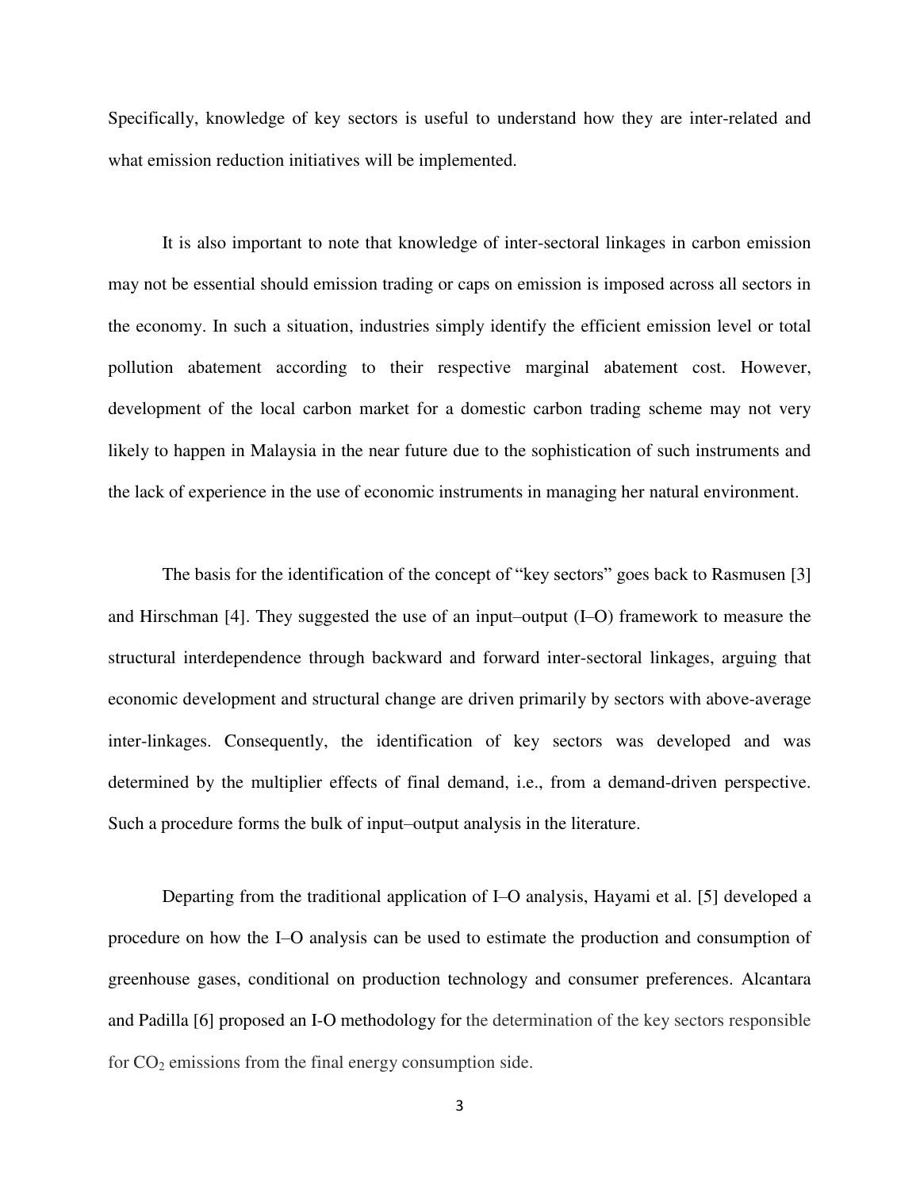Specifically, knowledge of key sectors is useful to understand how they are inter-related and what emission reduction initiatives will be implemented.

It is also important to note that knowledge of inter-sectoral linkages in carbon emission may not be essential should emission trading or caps on emission is imposed across all sectors in the economy. In such a situation, industries simply identify the efficient emission level or total pollution abatement according to their respective marginal abatement cost. However, development of the local carbon market for a domestic carbon trading scheme may not very likely to happen in Malaysia in the near future due to the sophistication of such instruments and the lack of experience in the use of economic instruments in managing her natural environment.

The basis for the identification of the concept of "key sectors" goes back to Rasmusen [3] and Hirschman [4]. They suggested the use of an input–output (I–O) framework to measure the structural interdependence through backward and forward inter-sectoral linkages, arguing that economic development and structural change are driven primarily by sectors with above-average inter-linkages. Consequently, the identification of key sectors was developed and was determined by the multiplier effects of final demand, i.e., from a demand-driven perspective. Such a procedure forms the bulk of input–output analysis in the literature.

Departing from the traditional application of I–O analysis, Hayami et al. [5] developed a procedure on how the I–O analysis can be used to estimate the production and consumption of greenhouse gases, conditional on production technology and consumer preferences. Alcantara and Padilla [6] proposed an I-O methodology for the determination of the key sectors responsible for $CO_2$ emissions from the final energy consumption side.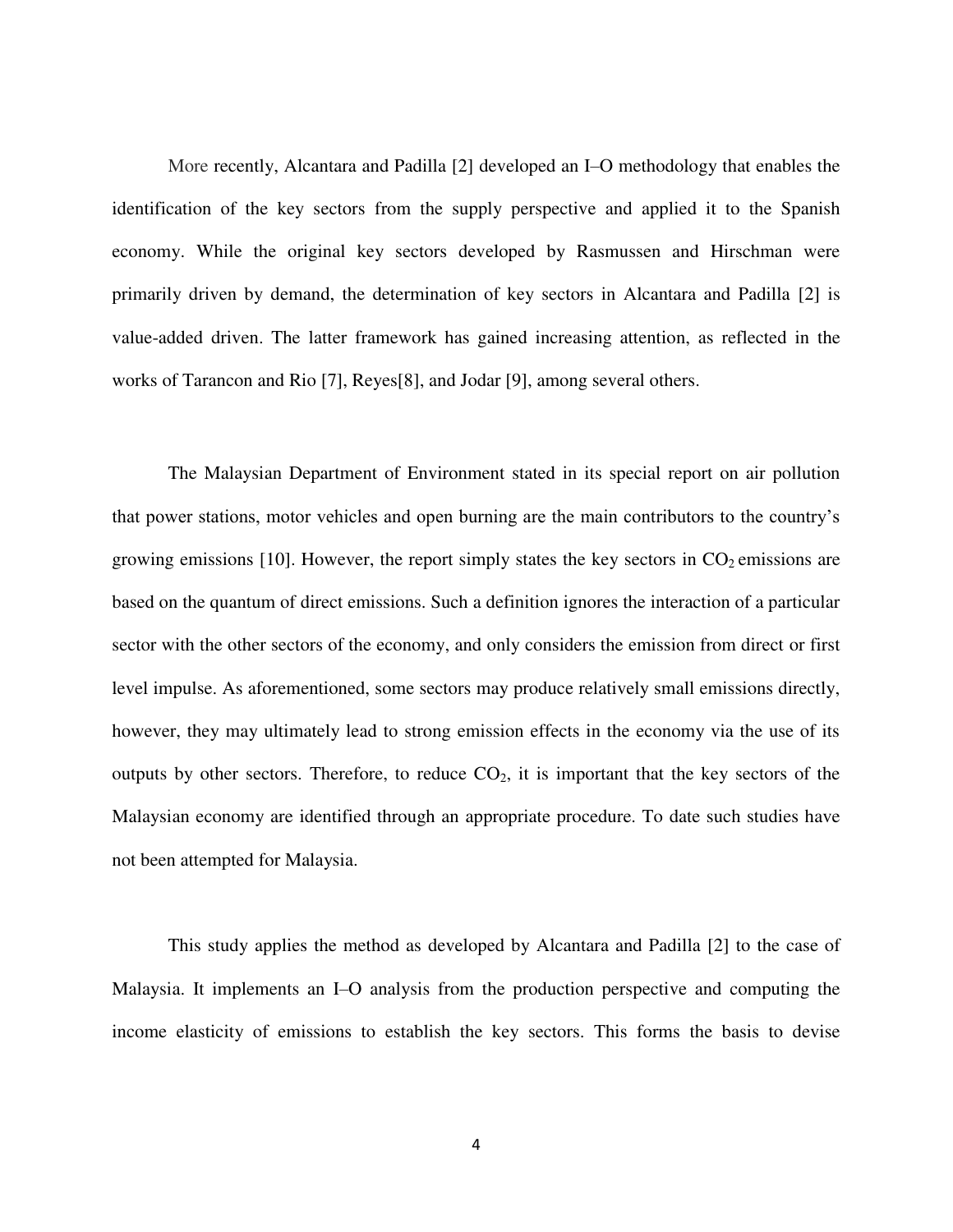More recently, Alcantara and Padilla [2] developed an I–O methodology that enables the identification of the key sectors from the supply perspective and applied it to the Spanish economy. While the original key sectors developed by Rasmussen and Hirschman were primarily driven by demand, the determination of key sectors in Alcantara and Padilla [2] is value-added driven. The latter framework has gained increasing attention, as reflected in the works of Tarancon and Rio [7], Reyes[8], and Jodar [9], among several others.

The Malaysian Department of Environment stated in its special report on air pollution that power stations, motor vehicles and open burning are the main contributors to the country's growing emissions [10]. However, the report simply states the key sectors in $CO_2$ emissions are based on the quantum of direct emissions. Such a definition ignores the interaction of a particular sector with the other sectors of the economy, and only considers the emission from direct or first level impulse. As aforementioned, some sectors may produce relatively small emissions directly, however, they may ultimately lead to strong emission effects in the economy via the use of its outputs by other sectors. Therefore, to reduce $CO_2$, it is important that the key sectors of the Malaysian economy are identified through an appropriate procedure. To date such studies have not been attempted for Malaysia.

This study applies the method as developed by Alcantara and Padilla [2] to the case of Malaysia. It implements an I–O analysis from the production perspective and computing the income elasticity of emissions to establish the key sectors. This forms the basis to devise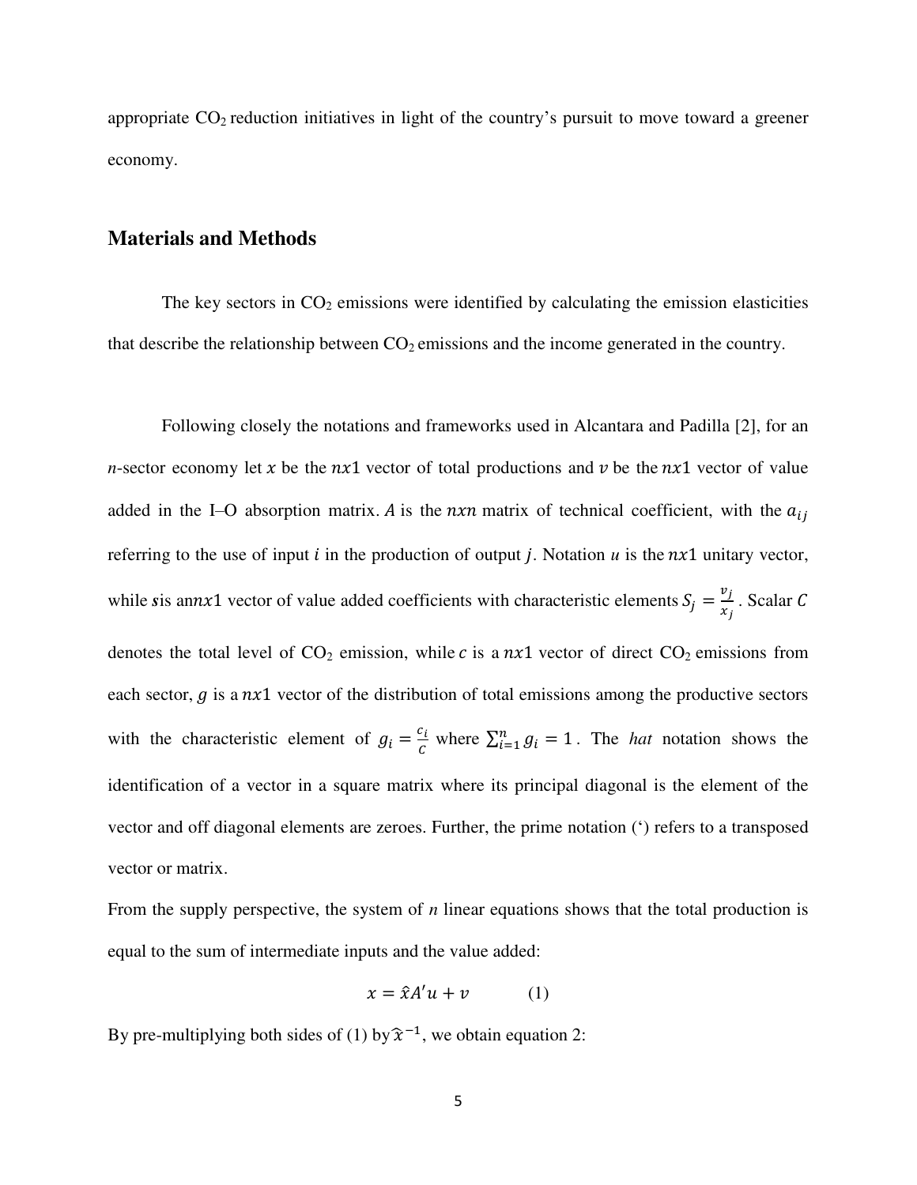appropriate $CO_2$ reduction initiatives in light of the country's pursuit to move toward a greener economy.

## Materials and Methods

The key sectors in $CO_2$ emissions were identified by calculating the emission elasticities that describe the relationship between $CO_2$ emissions and the income generated in the country.

Following closely the notations and frameworks used in Alcantara and Padilla [2], for an *n*-sector economy let $x$ be the $nx1$ vector of total productions and $v$ be the $nx1$ vector of value added in the I–O absorption matrix. $A$ is the $nxn$ matrix of technical coefficient, with the $a_{ij}$ referring to the use of input $i$ in the production of output $j$. Notation $u$ is the $nx1$ unitary vector, while $s$ is an $nx1$ vector of value added coefficients with characteristic elements $S_j = \frac{v_j}{x_j}$. Scalar $C$ denotes the total level of $CO_2$ emission, while $c$ is a $nx1$ vector of direct $CO_2$ emissions from each sector, $g$ is a $nx1$ vector of the distribution of total emissions among the productive sectors with the characteristic element of $g_i = \frac{c_i}{C}$ where $\sum_{i=1}^{n} g_i = 1$. The *hat* notation shows the identification of a vector in a square matrix where its principal diagonal is the element of the vector and off diagonal elements are zeroes. Further, the prime notation (') refers to a transposed vector or matrix.

From the supply perspective, the system of *n* linear equations shows that the total production is equal to the sum of intermediate inputs and the value added:

$$x = \hat{x}A'u + v \qquad (1)$$

By pre-multiplying both sides of (1) by $\hat{x}^{-1}$, we obtain equation 2: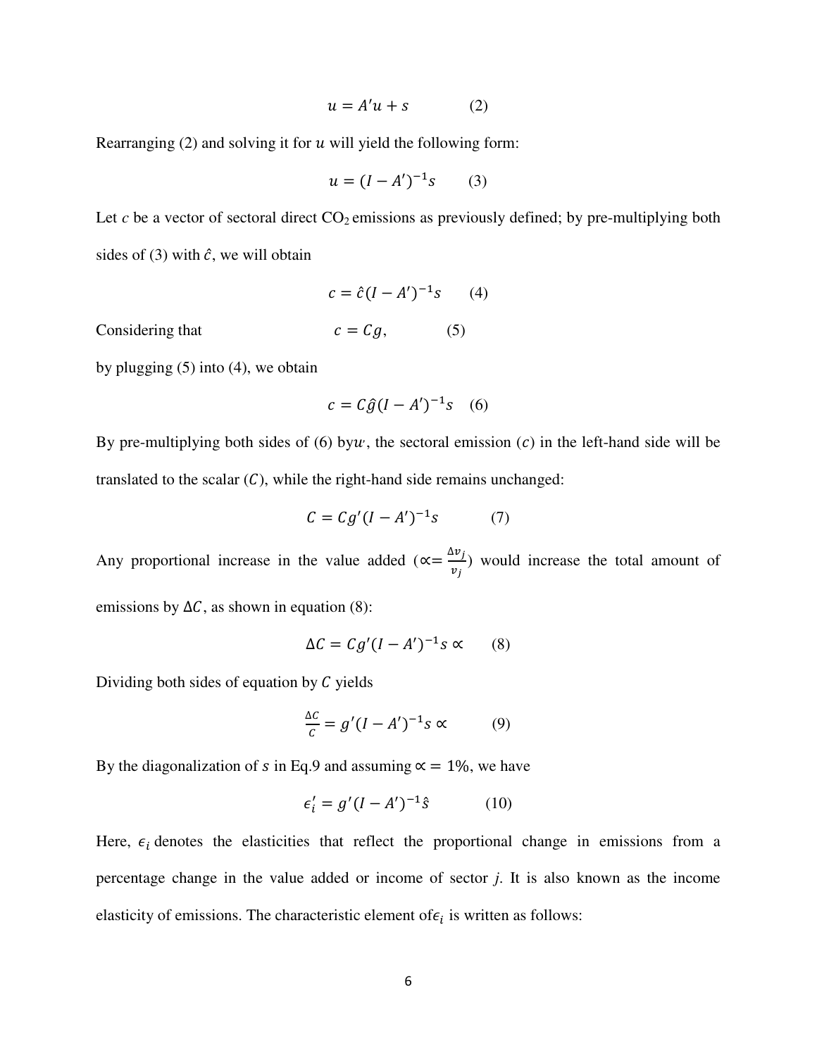$$u = A'u + s \qquad (2)$$

Rearranging (2) and solving it for $u$ will yield the following form:

$$u = (I - A')^{-1}s \qquad (3)$$

Let $c$ be a vector of sectoral direct $CO_2$ emissions as previously defined; by pre-multiplying both sides of (3) with $\hat{c}$, we will obtain

$$c = \hat{c}(I - A')^{-1}s \qquad (4)$$

Considering that $c = Cg, \qquad (5)$

by plugging (5) into (4), we obtain

$$c = C\hat{g}(I - A')^{-1}s \quad (6)$$

By pre-multiplying both sides of (6) by $w$, the sectoral emission $(c)$ in the left-hand side will be translated to the scalar $(C)$, while the right-hand side remains unchanged:

$$C = Cg'(I - A')^{-1}s \qquad (7)$$

Any proportional increase in the value added ($\propto = \frac{\Delta v_j}{v_j}$) would increase the total amount of emissions by $\Delta C$, as shown in equation (8):

$$\Delta C = Cg'(I - A')^{-1}s \propto \qquad (8)$$

Dividing both sides of equation by $C$ yields

$$\frac{\Delta C}{C} = g'(I - A')^{-1}s \propto \qquad (9)$$

By the diagonalization of $s$ in Eq.9 and assuming $\propto = 1\%$, we have

$$\epsilon_i' = g'(I - A')^{-1}\hat{s} \qquad (10)$$

Here, $\epsilon_i$ denotes the elasticities that reflect the proportional change in emissions from a percentage change in the value added or income of sector *j*. It is also known as the income elasticity of emissions. The characteristic element of $\epsilon_i$ is written as follows: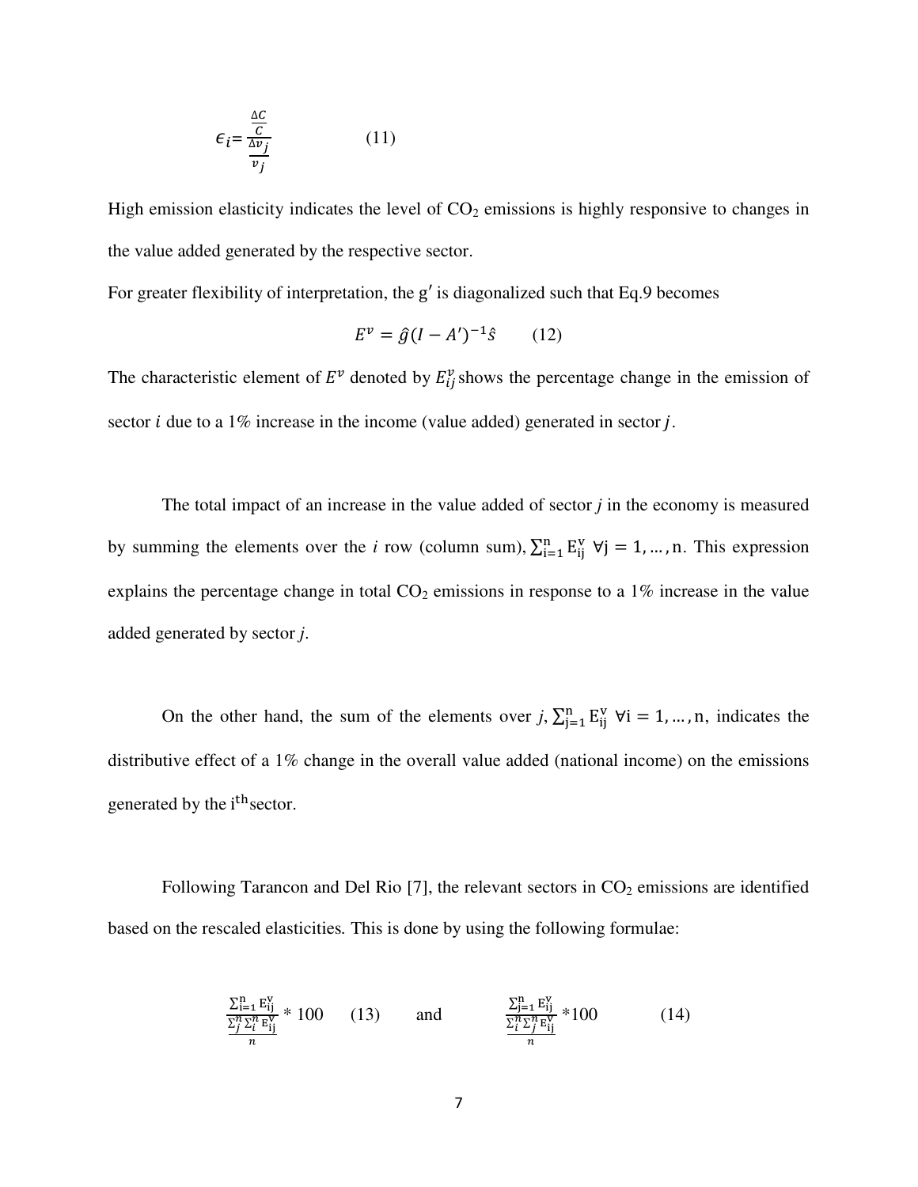$$\epsilon_i = \frac{\frac{\Delta C}{C}}{\frac{\Delta v_j}{v_j}} \qquad (11)$$

High emission elasticity indicates the level of $CO_2$ emissions is highly responsive to changes in the value added generated by the respective sector.

For greater flexibility of interpretation, the $g'$ is diagonalized such that Eq.9 becomes

$$E^v = \hat{g}(I - A')^{-1}\hat{s} \qquad (12)$$

The characteristic element of $E^v$ denoted by $E_{ij}^v$ shows the percentage change in the emission of sector $i$ due to a 1% increase in the income (value added) generated in sector $j$.

The total impact of an increase in the value added of sector *j* in the economy is measured by summing the elements over the *i* row (column sum), $\sum_{i=1}^{n} E_{ij}^v \ \forall j = 1, \dots, n$. This expression explains the percentage change in total $CO_2$ emissions in response to a 1% increase in the value added generated by sector *j*.

On the other hand, the sum of the elements over *j*, $\sum_{j=1}^{n} E_{ij}^v \ \forall i = 1, \dots, n$, indicates the distributive effect of a 1% change in the overall value added (national income) on the emissions generated by the $i^{th}$ sector.

Following Tarancon and Del Rio [7], the relevant sectors in $CO_2$ emissions are identified based on the rescaled elasticities. This is done by using the following formulae:

$$\frac{\sum_{i=1}^{n} E_{ij}^v}{\frac{\sum_j^n \sum_i^n E_{ij}^v}{n}} * 100 \qquad (13) \qquad \text{and} \qquad \frac{\sum_{j=1}^{n} E_{ij}^v}{\frac{\sum_i^n \sum_j^n E_{ij}^v}{n}} * 100 \qquad (14)$$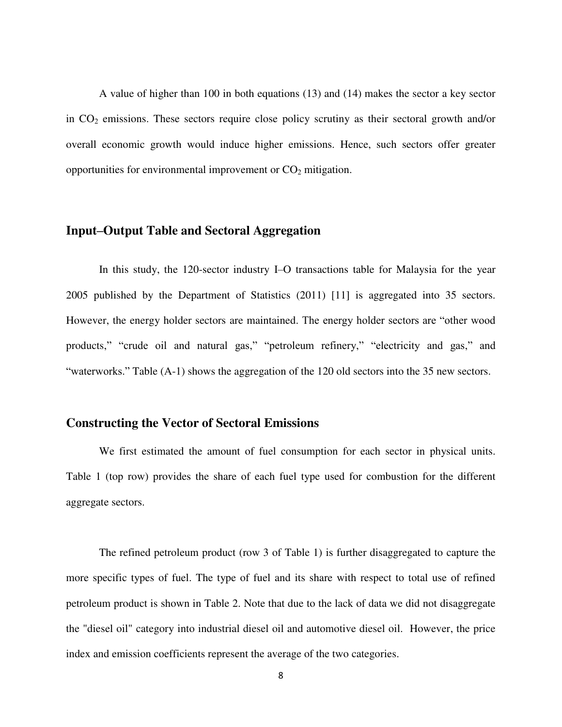A value of higher than 100 in both equations (13) and (14) makes the sector a key sector in $CO_2$ emissions. These sectors require close policy scrutiny as their sectoral growth and/or overall economic growth would induce higher emissions. Hence, such sectors offer greater opportunities for environmental improvement or $CO_2$ mitigation.

## Input–Output Table and Sectoral Aggregation

In this study, the 120-sector industry I–O transactions table for Malaysia for the year 2005 published by the Department of Statistics (2011) [11] is aggregated into 35 sectors. However, the energy holder sectors are maintained. The energy holder sectors are "other wood products," "crude oil and natural gas," "petroleum refinery," "electricity and gas," and "waterworks." Table (A-1) shows the aggregation of the 120 old sectors into the 35 new sectors.

## Constructing the Vector of Sectoral Emissions

We first estimated the amount of fuel consumption for each sector in physical units. Table 1 (top row) provides the share of each fuel type used for combustion for the different aggregate sectors.

The refined petroleum product (row 3 of Table 1) is further disaggregated to capture the more specific types of fuel. The type of fuel and its share with respect to total use of refined petroleum product is shown in Table 2. Note that due to the lack of data we did not disaggregate the "diesel oil" category into industrial diesel oil and automotive diesel oil. However, the price index and emission coefficients represent the average of the two categories.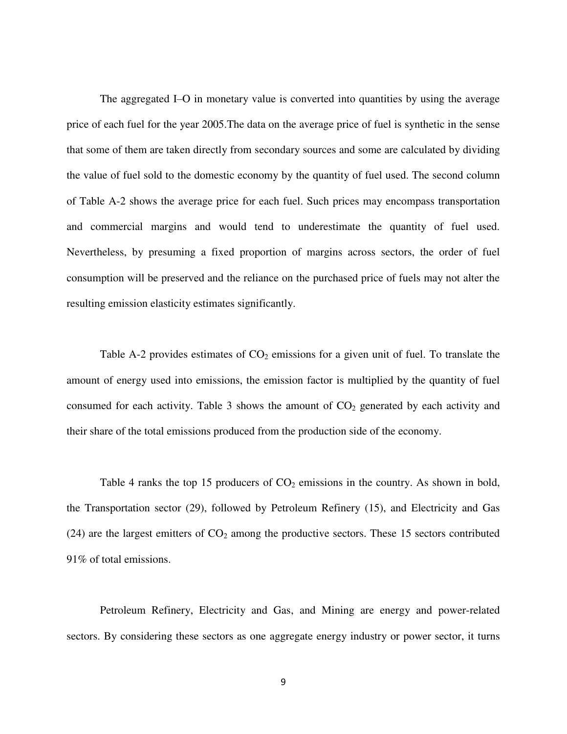The aggregated I–O in monetary value is converted into quantities by using the average price of each fuel for the year 2005.The data on the average price of fuel is synthetic in the sense that some of them are taken directly from secondary sources and some are calculated by dividing the value of fuel sold to the domestic economy by the quantity of fuel used. The second column of Table A-2 shows the average price for each fuel. Such prices may encompass transportation and commercial margins and would tend to underestimate the quantity of fuel used. Nevertheless, by presuming a fixed proportion of margins across sectors, the order of fuel consumption will be preserved and the reliance on the purchased price of fuels may not alter the resulting emission elasticity estimates significantly.

Table A-2 provides estimates of $CO_2$ emissions for a given unit of fuel. To translate the amount of energy used into emissions, the emission factor is multiplied by the quantity of fuel consumed for each activity. Table 3 shows the amount of $CO_2$ generated by each activity and their share of the total emissions produced from the production side of the economy.

Table 4 ranks the top 15 producers of $CO_2$ emissions in the country. As shown in bold, the Transportation sector (29), followed by Petroleum Refinery (15), and Electricity and Gas (24) are the largest emitters of $CO_2$ among the productive sectors. These 15 sectors contributed 91% of total emissions.

Petroleum Refinery, Electricity and Gas, and Mining are energy and power-related sectors. By considering these sectors as one aggregate energy industry or power sector, it turns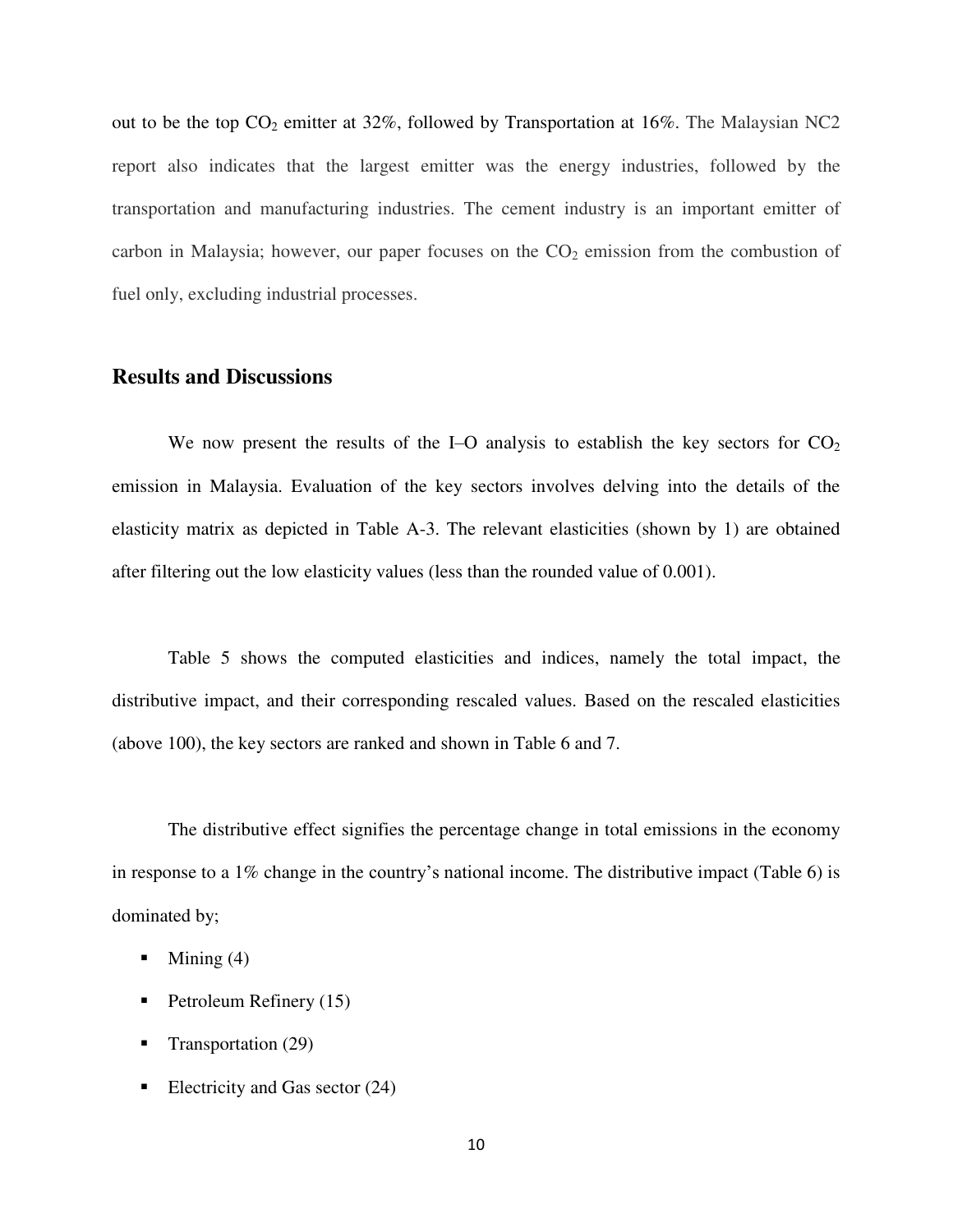out to be the top $CO_2$ emitter at 32%, followed by Transportation at 16%. The Malaysian NC2 report also indicates that the largest emitter was the energy industries, followed by the transportation and manufacturing industries. The cement industry is an important emitter of carbon in Malaysia; however, our paper focuses on the $CO_2$ emission from the combustion of fuel only, excluding industrial processes.

## Results and Discussions

We now present the results of the I–O analysis to establish the key sectors for $CO_2$ emission in Malaysia. Evaluation of the key sectors involves delving into the details of the elasticity matrix as depicted in Table A-3. The relevant elasticities (shown by 1) are obtained after filtering out the low elasticity values (less than the rounded value of 0.001).

Table 5 shows the computed elasticities and indices, namely the total impact, the distributive impact, and their corresponding rescaled values. Based on the rescaled elasticities (above 100), the key sectors are ranked and shown in Table 6 and 7.

The distributive effect signifies the percentage change in total emissions in the economy in response to a 1% change in the country's national income. The distributive impact (Table 6) is dominated by;

- Mining (4)
- Petroleum Refinery (15)
- Transportation (29)
- Electricity and Gas sector (24)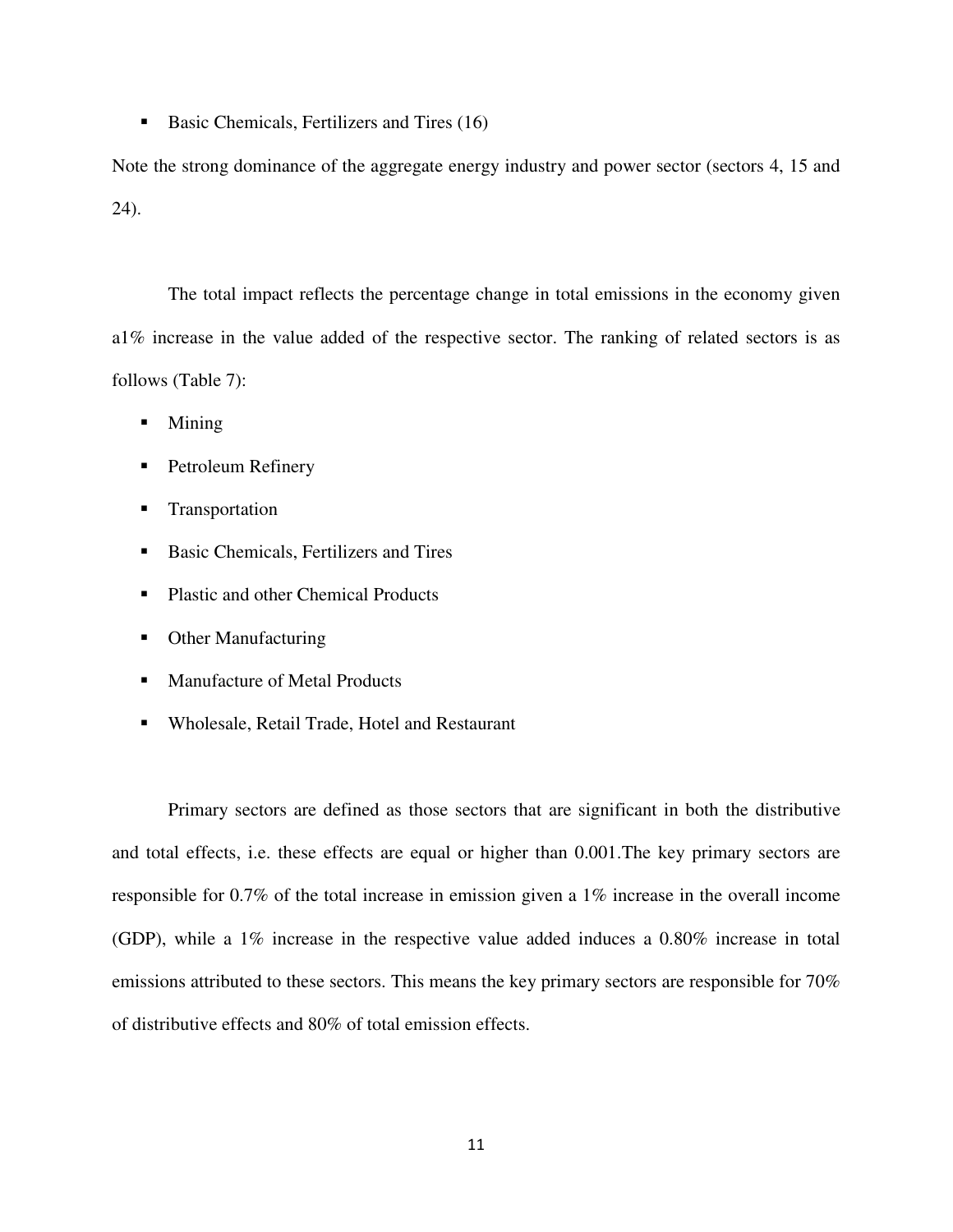- Basic Chemicals, Fertilizers and Tires (16)

Note the strong dominance of the aggregate energy industry and power sector (sectors 4, 15 and 24).

The total impact reflects the percentage change in total emissions in the economy given a1% increase in the value added of the respective sector. The ranking of related sectors is as follows (Table 7):

- Mining
- Petroleum Refinery
- Transportation
- Basic Chemicals, Fertilizers and Tires
- Plastic and other Chemical Products
- Other Manufacturing
- Manufacture of Metal Products
- Wholesale, Retail Trade, Hotel and Restaurant

Primary sectors are defined as those sectors that are significant in both the distributive and total effects, i.e. these effects are equal or higher than 0.001.The key primary sectors are responsible for 0.7% of the total increase in emission given a 1% increase in the overall income (GDP), while a 1% increase in the respective value added induces a 0.80% increase in total emissions attributed to these sectors. This means the key primary sectors are responsible for 70% of distributive effects and 80% of total emission effects.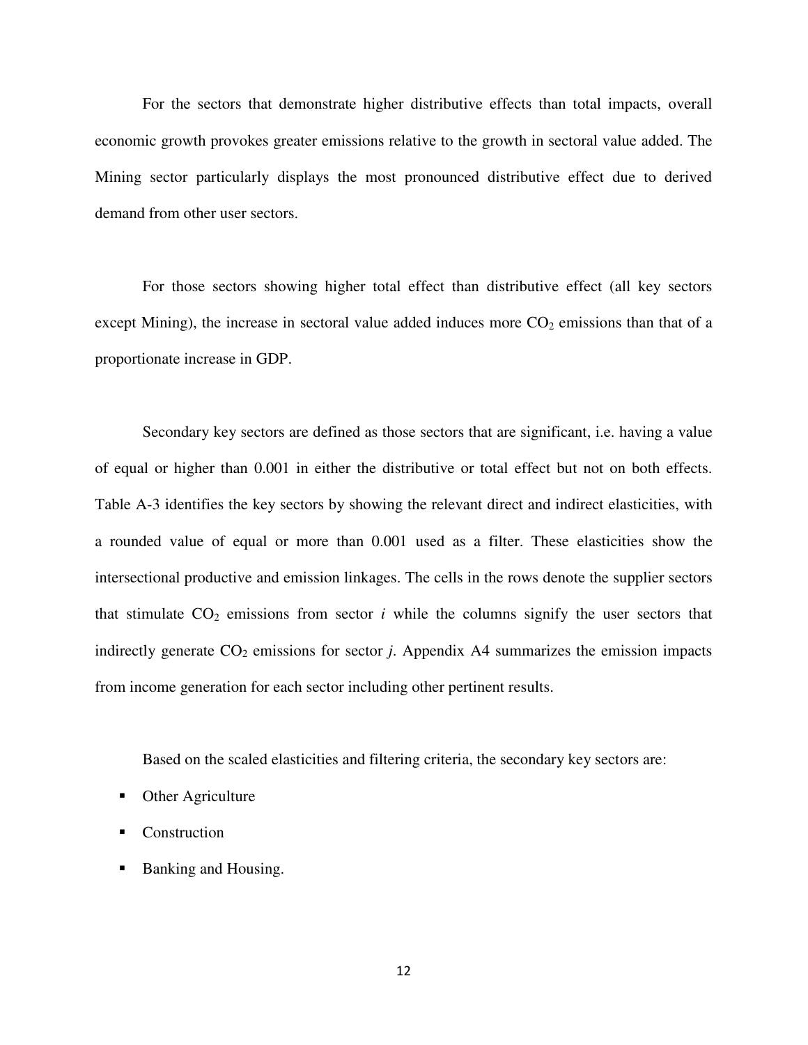For the sectors that demonstrate higher distributive effects than total impacts, overall economic growth provokes greater emissions relative to the growth in sectoral value added. The Mining sector particularly displays the most pronounced distributive effect due to derived demand from other user sectors.

For those sectors showing higher total effect than distributive effect (all key sectors except Mining), the increase in sectoral value added induces more $CO_2$ emissions than that of a proportionate increase in GDP.

Secondary key sectors are defined as those sectors that are significant, i.e. having a value of equal or higher than 0.001 in either the distributive or total effect but not on both effects. Table A-3 identifies the key sectors by showing the relevant direct and indirect elasticities, with a rounded value of equal or more than 0.001 used as a filter. These elasticities show the intersectional productive and emission linkages. The cells in the rows denote the supplier sectors that stimulate $CO_2$ emissions from sector $i$ while the columns signify the user sectors that indirectly generate $CO_2$ emissions for sector $j$. Appendix A4 summarizes the emission impacts from income generation for each sector including other pertinent results.

Based on the scaled elasticities and filtering criteria, the secondary key sectors are:

- Other Agriculture
- Construction
- Banking and Housing.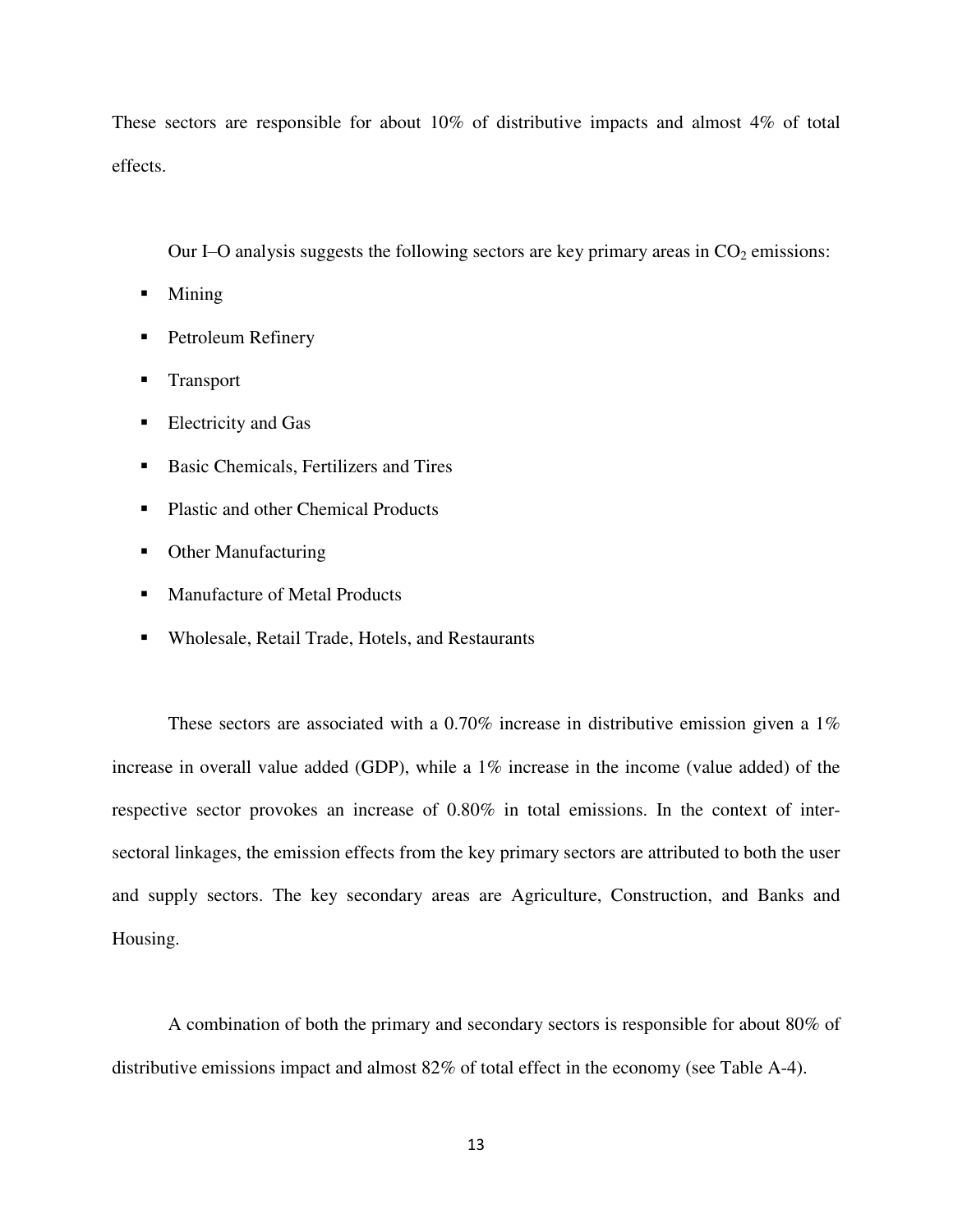These sectors are responsible for about 10% of distributive impacts and almost 4% of total effects.

Our I–O analysis suggests the following sectors are key primary areas in $CO_2$ emissions:

- Mining
- Petroleum Refinery
- Transport
- Electricity and Gas
- Basic Chemicals, Fertilizers and Tires
- Plastic and other Chemical Products
- Other Manufacturing
- Manufacture of Metal Products
- Wholesale, Retail Trade, Hotels, and Restaurants

These sectors are associated with a 0.70% increase in distributive emission given a 1% increase in overall value added (GDP), while a 1% increase in the income (value added) of the respective sector provokes an increase of 0.80% in total emissions. In the context of inter-sectoral linkages, the emission effects from the key primary sectors are attributed to both the user and supply sectors. The key secondary areas are Agriculture, Construction, and Banks and Housing.

A combination of both the primary and secondary sectors is responsible for about 80% of distributive emissions impact and almost 82% of total effect in the economy (see Table A-4).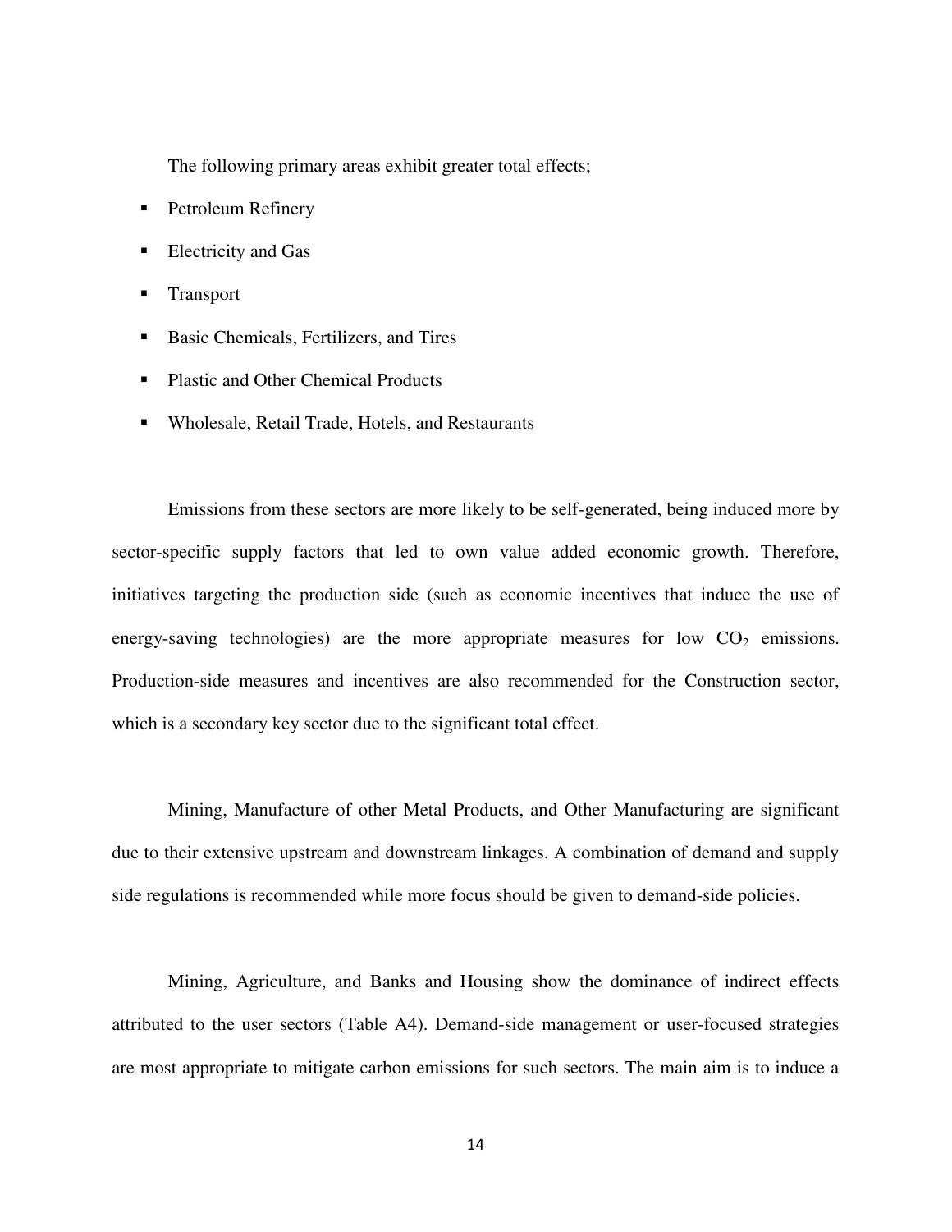The following primary areas exhibit greater total effects;

- Petroleum Refinery
- Electricity and Gas
- Transport
- Basic Chemicals, Fertilizers, and Tires
- Plastic and Other Chemical Products
- Wholesale, Retail Trade, Hotels, and Restaurants

Emissions from these sectors are more likely to be self-generated, being induced more by sector-specific supply factors that led to own value added economic growth. Therefore, initiatives targeting the production side (such as economic incentives that induce the use of energy-saving technologies) are the more appropriate measures for low $CO_2$ emissions. Production-side measures and incentives are also recommended for the Construction sector, which is a secondary key sector due to the significant total effect.

Mining, Manufacture of other Metal Products, and Other Manufacturing are significant due to their extensive upstream and downstream linkages. A combination of demand and supply side regulations is recommended while more focus should be given to demand-side policies.

Mining, Agriculture, and Banks and Housing show the dominance of indirect effects attributed to the user sectors (Table A4). Demand-side management or user-focused strategies are most appropriate to mitigate carbon emissions for such sectors. The main aim is to induce a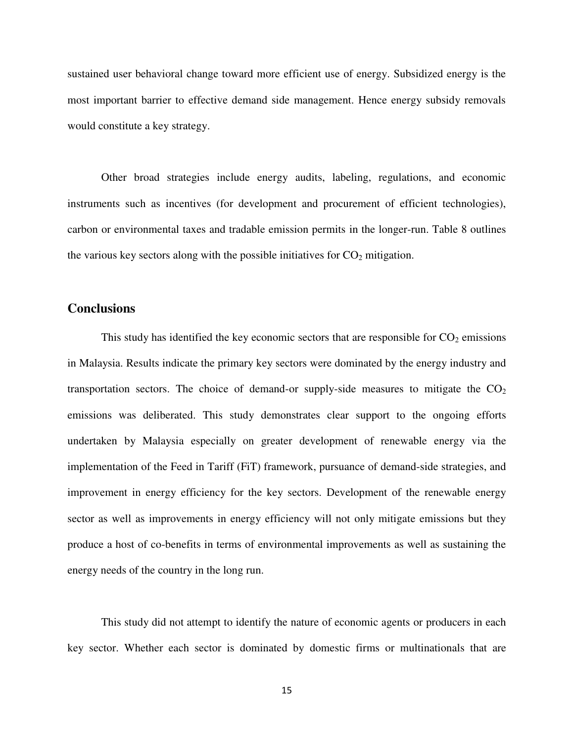sustained user behavioral change toward more efficient use of energy. Subsidized energy is the most important barrier to effective demand side management. Hence energy subsidy removals would constitute a key strategy.

Other broad strategies include energy audits, labeling, regulations, and economic instruments such as incentives (for development and procurement of efficient technologies), carbon or environmental taxes and tradable emission permits in the longer-run. Table 8 outlines the various key sectors along with the possible initiatives for $CO_2$ mitigation.

## Conclusions

This study has identified the key economic sectors that are responsible for $CO_2$ emissions in Malaysia. Results indicate the primary key sectors were dominated by the energy industry and transportation sectors. The choice of demand-or supply-side measures to mitigate the $CO_2$ emissions was deliberated. This study demonstrates clear support to the ongoing efforts undertaken by Malaysia especially on greater development of renewable energy via the implementation of the Feed in Tariff (FiT) framework, pursuance of demand-side strategies, and improvement in energy efficiency for the key sectors. Development of the renewable energy sector as well as improvements in energy efficiency will not only mitigate emissions but they produce a host of co-benefits in terms of environmental improvements as well as sustaining the energy needs of the country in the long run.

This study did not attempt to identify the nature of economic agents or producers in each key sector. Whether each sector is dominated by domestic firms or multinationals that are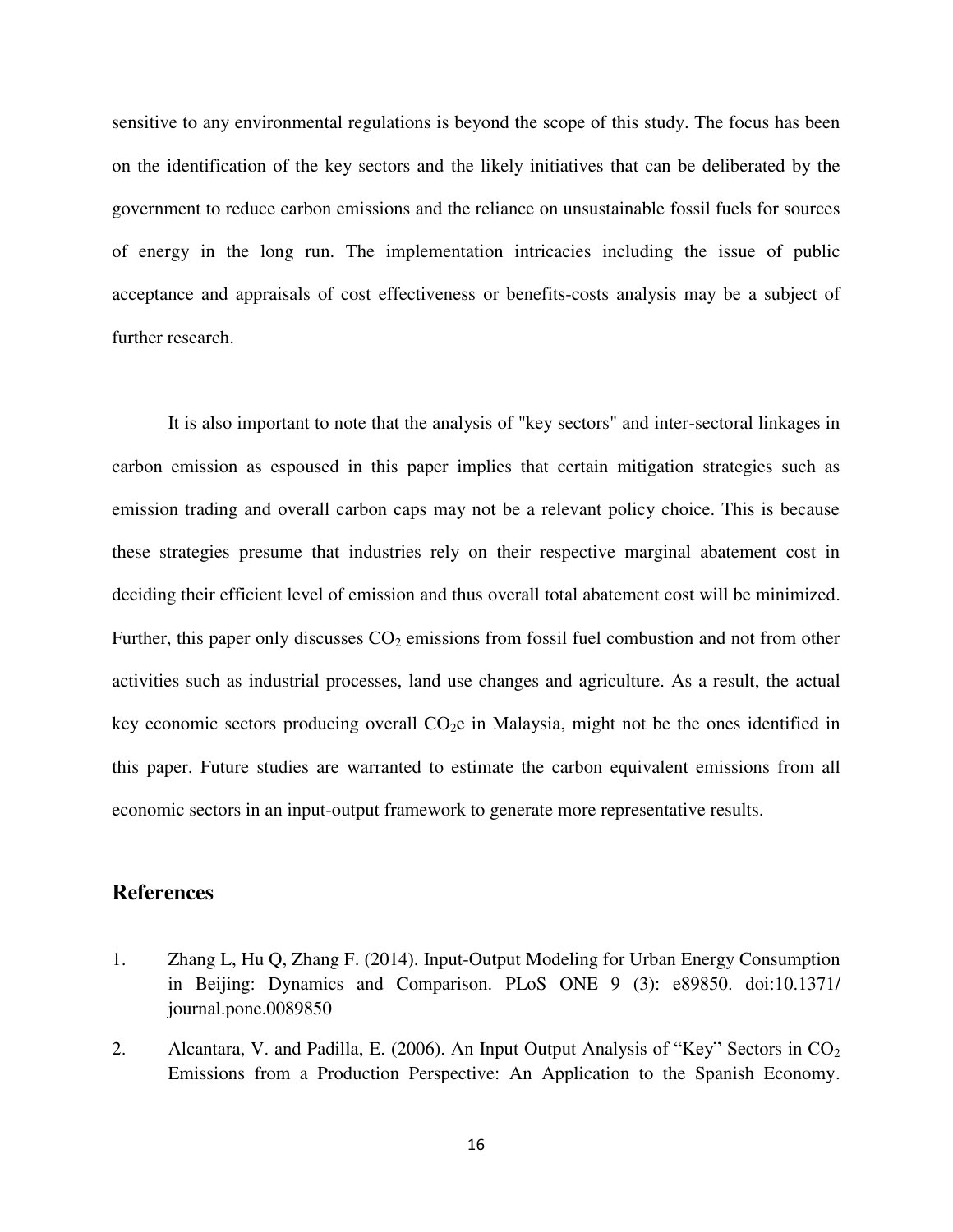sensitive to any environmental regulations is beyond the scope of this study. The focus has been on the identification of the key sectors and the likely initiatives that can be deliberated by the government to reduce carbon emissions and the reliance on unsustainable fossil fuels for sources of energy in the long run. The implementation intricacies including the issue of public acceptance and appraisals of cost effectiveness or benefits-costs analysis may be a subject of further research.

It is also important to note that the analysis of "key sectors" and inter-sectoral linkages in carbon emission as espoused in this paper implies that certain mitigation strategies such as emission trading and overall carbon caps may not be a relevant policy choice. This is because these strategies presume that industries rely on their respective marginal abatement cost in deciding their efficient level of emission and thus overall total abatement cost will be minimized. Further, this paper only discusses $CO_2$ emissions from fossil fuel combustion and not from other activities such as industrial processes, land use changes and agriculture. As a result, the actual key economic sectors producing overall $CO_2e$ in Malaysia, might not be the ones identified in this paper. Future studies are warranted to estimate the carbon equivalent emissions from all economic sectors in an input-output framework to generate more representative results.

## References

1. Zhang L, Hu Q, Zhang F. (2014). Input-Output Modeling for Urban Energy Consumption in Beijing: Dynamics and Comparison. PLoS ONE 9 (3): e89850. doi:10.1371/journal.pone.0089850

2. Alcantara, V. and Padilla, E. (2006). An Input Output Analysis of "Key" Sectors in $CO_2$ Emissions from a Production Perspective: An Application to the Spanish Economy.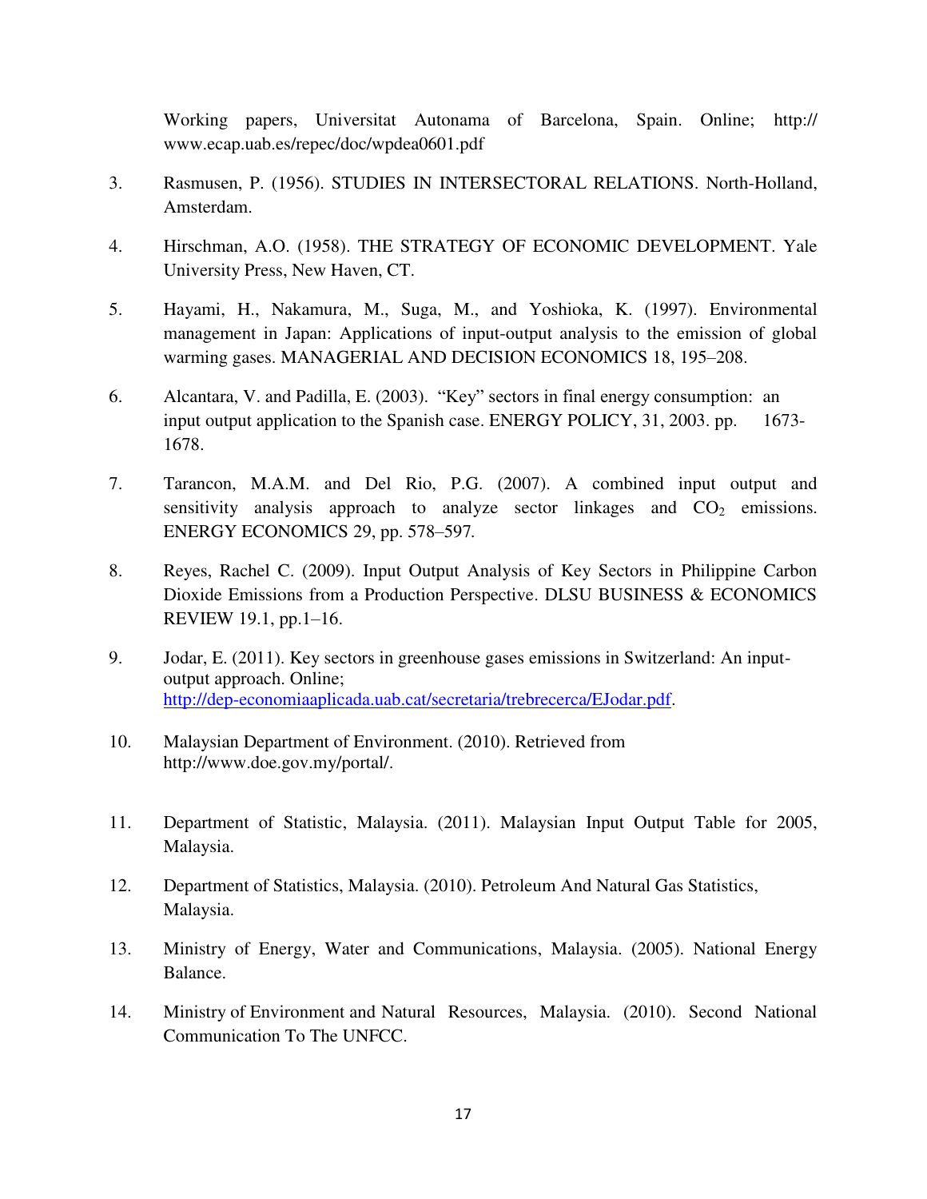Working papers, Universitat Autonama of Barcelona, Spain. Online; http:// www.ecap.uab.es/repec/doc/wpdea0601.pdf

3. Rasmusen, P. (1956). STUDIES IN INTERSECTORAL RELATIONS. North-Holland, Amsterdam.

4. Hirschman, A.O. (1958). THE STRATEGY OF ECONOMIC DEVELOPMENT. Yale University Press, New Haven, CT.

5. Hayami, H., Nakamura, M., Suga, M., and Yoshioka, K. (1997). Environmental management in Japan: Applications of input-output analysis to the emission of global warming gases. MANAGERIAL AND DECISION ECONOMICS 18, 195–208.

6. Alcantara, V. and Padilla, E. (2003). "Key" sectors in final energy consumption: an input output application to the Spanish case. ENERGY POLICY, 31, 2003. pp. 1673-1678.

7. Tarancon, M.A.M. and Del Rio, P.G. (2007). A combined input output and sensitivity analysis approach to analyze sector linkages and $CO_2$ emissions. ENERGY ECONOMICS 29, pp. 578–597.

8. Reyes, Rachel C. (2009). Input Output Analysis of Key Sectors in Philippine Carbon Dioxide Emissions from a Production Perspective. DLSU BUSINESS & ECONOMICS REVIEW 19.1, pp.1–16.

9. Jodar, E. (2011). Key sectors in greenhouse gases emissions in Switzerland: An input-output approach. Online; http://dep-economiaaplicada.uab.cat/secretaria/trebrecerca/EJodar.pdf.

10. Malaysian Department of Environment. (2010). Retrieved from http://www.doe.gov.my/portal/.

11. Department of Statistic, Malaysia. (2011). Malaysian Input Output Table for 2005, Malaysia.

12. Department of Statistics, Malaysia. (2010). Petroleum And Natural Gas Statistics, Malaysia.

13. Ministry of Energy, Water and Communications, Malaysia. (2005). National Energy Balance.

14. Ministry of Environment and Natural Resources, Malaysia. (2010). Second National Communication To The UNFCC.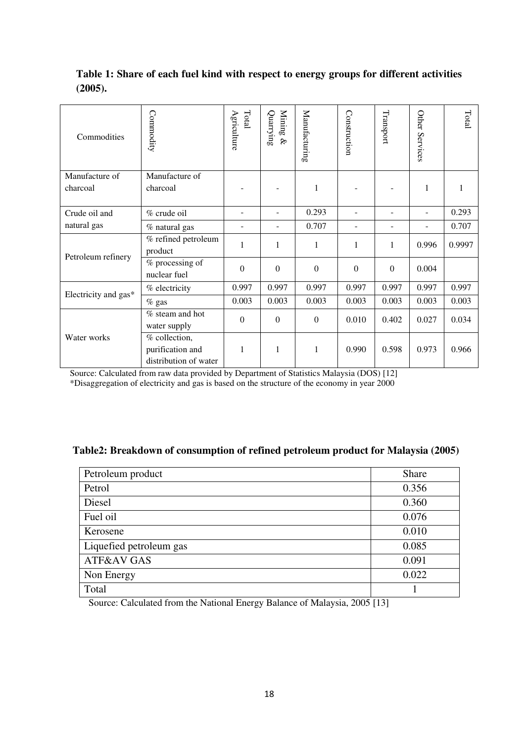**Table 1: Share of each fuel kind with respect to energy groups for different activities (2005).**

| Commodities | Commodity | Total Agriculture | Mining & Quarrying | Manufacturing | Construction | Transport | Other Services | Total |
|---|---|---|---|---|---|---|---|---|
| Manufacture of charcoal | Manufacture of charcoal | - | - | 1 | - | - | 1 | 1 |
| Crude oil and natural gas | % crude oil | - | - | 0.293 | - | - | - | 0.293 |
| | % natural gas | - | - | 0.707 | - | - | - | 0.707 |
| Petroleum refinery | % refined petroleum product | 1 | 1 | 1 | 1 | 1 | 0.996 | 0.9997 |
| | % processing of nuclear fuel | 0 | 0 | 0 | 0 | 0 | 0.004 | |
| Electricity and gas* | % electricity | 0.997 | 0.997 | 0.997 | 0.997 | 0.997 | 0.997 | 0.997 |
| | % gas | 0.003 | 0.003 | 0.003 | 0.003 | 0.003 | 0.003 | 0.003 |
| Water works | % steam and hot water supply | 0 | 0 | 0 | 0.010 | 0.402 | 0.027 | 0.034 |
| | % collection, purification and distribution of water | 1 | 1 | 1 | 0.990 | 0.598 | 0.973 | 0.966 |

Source: Calculated from raw data provided by Department of Statistics Malaysia (DOS) [12]
*Disaggregation of electricity and gas is based on the structure of the economy in year 2000

**Table2: Breakdown of consumption of refined petroleum product for Malaysia (2005)**

| Petroleum product | Share |
|---|---|
| Petrol | 0.356 |
| Diesel | 0.360 |
| Fuel oil | 0.076 |
| Kerosene | 0.010 |
| Liquefied petroleum gas | 0.085 |
| ATF&AV GAS | 0.091 |
| Non Energy | 0.022 |
| Total | 1 |

Source: Calculated from the National Energy Balance of Malaysia, 2005 [13]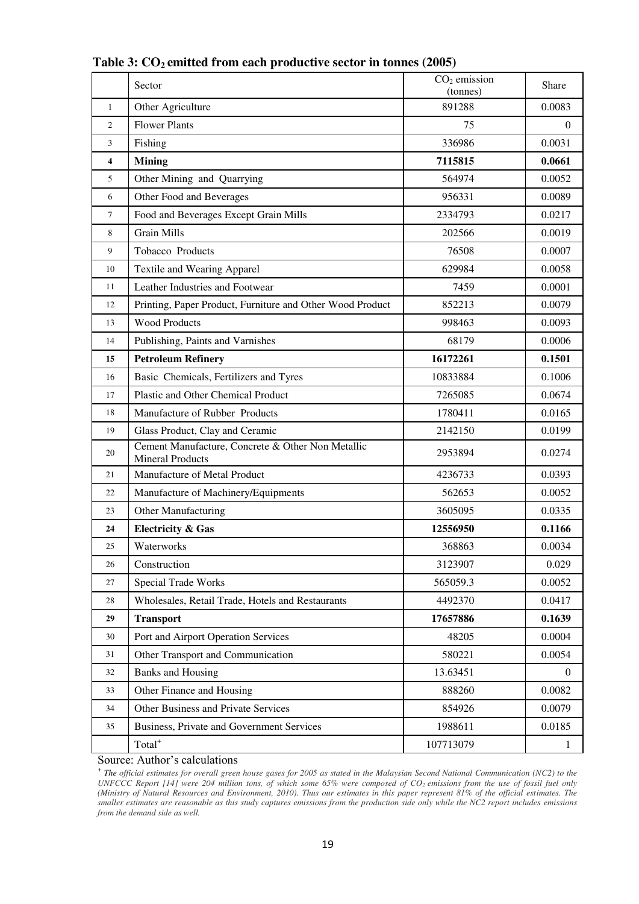**Table 3: $CO_2$ emitted from each productive sector in tonnes (2005)**

| | Sector | $CO_2$ emission (tonnes) | Share |
|---|---|---|---|
| 1 | Other Agriculture | 891288 | 0.0083 |
| 2 | Flower Plants | 75 | 0 |
| 3 | Fishing | 336986 | 0.0031 |
| **4** | **Mining** | **7115815** | **0.0661** |
| 5 | Other Mining and Quarrying | 564974 | 0.0052 |
| 6 | Other Food and Beverages | 956331 | 0.0089 |
| 7 | Food and Beverages Except Grain Mills | 2334793 | 0.0217 |
| 8 | Grain Mills | 202566 | 0.0019 |
| 9 | Tobacco Products | 76508 | 0.0007 |
| 10 | Textile and Wearing Apparel | 629984 | 0.0058 |
| 11 | Leather Industries and Footwear | 7459 | 0.0001 |
| 12 | Printing, Paper Product, Furniture and Other Wood Product | 852213 | 0.0079 |
| 13 | Wood Products | 998463 | 0.0093 |
| 14 | Publishing, Paints and Varnishes | 68179 | 0.0006 |
| **15** | **Petroleum Refinery** | **16172261** | **0.1501** |
| 16 | Basic Chemicals, Fertilizers and Tyres | 10833884 | 0.1006 |
| 17 | Plastic and Other Chemical Product | 7265085 | 0.0674 |
| 18 | Manufacture of Rubber Products | 1780411 | 0.0165 |
| 19 | Glass Product, Clay and Ceramic | 2142150 | 0.0199 |
| 20 | Cement Manufacture, Concrete & Other Non Metallic Mineral Products | 2953894 | 0.0274 |
| 21 | Manufacture of Metal Product | 4236733 | 0.0393 |
| 22 | Manufacture of Machinery/Equipments | 562653 | 0.0052 |
| 23 | Other Manufacturing | 3605095 | 0.0335 |
| **24** | **Electricity & Gas** | **12556950** | **0.1166** |
| 25 | Waterworks | 368863 | 0.0034 |
| 26 | Construction | 3123907 | 0.029 |
| 27 | Special Trade Works | 565059.3 | 0.0052 |
| 28 | Wholesales, Retail Trade, Hotels and Restaurants | 4492370 | 0.0417 |
| **29** | **Transport** | **17657886** | **0.1639** |
| 30 | Port and Airport Operation Services | 48205 | 0.0004 |
| 31 | Other Transport and Communication | 580221 | 0.0054 |
| 32 | Banks and Housing | 13.63451 | 0 |
| 33 | Other Finance and Housing | 888260 | 0.0082 |
| 34 | Other Business and Private Services | 854926 | 0.0079 |
| 35 | Business, Private and Government Services | 1988611 | 0.0185 |
| | Total[+] | 107713079 | 1 |

Source: Author's calculations

[+] *The official estimates for overall green house gases for 2005 as stated in the Malaysian Second National Communication (NC2) to the UNFCCC Report [14] were 204 million tons, of which some 65% were composed of $CO_2$ emissions from the use of fossil fuel only (Ministry of Natural Resources and Environment, 2010). Thus our estimates in this paper represent 81% of the official estimates. The smaller estimates are reasonable as this study captures emissions from the production side only while the NC2 report includes emissions from the demand side as well.*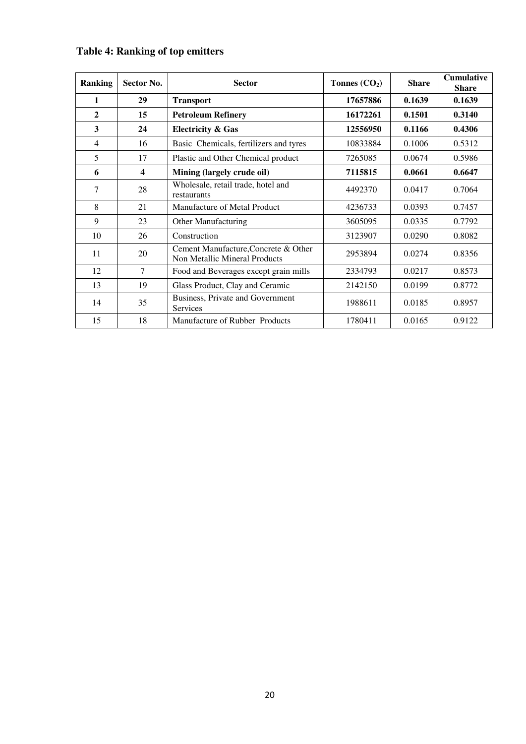**Table 4: Ranking of top emitters**

| Ranking | Sector No. | Sector | Tonnes ($CO_2$) | Share | Cumulative Share |
|---|---|---|---|---|---|
| **1** | **29** | **Transport** | **17657886** | **0.1639** | **0.1639** |
| **2** | **15** | **Petroleum Refinery** | **16172261** | **0.1501** | **0.3140** |
| **3** | **24** | **Electricity & Gas** | **12556950** | **0.1166** | **0.4306** |
| 4 | 16 | Basic Chemicals, fertilizers and tyres | 10833884 | 0.1006 | 0.5312 |
| 5 | 17 | Plastic and Other Chemical product | 7265085 | 0.0674 | 0.5986 |
| **6** | **4** | **Mining (largely crude oil)** | **7115815** | **0.0661** | **0.6647** |
| 7 | 28 | Wholesale, retail trade, hotel and restaurants | 4492370 | 0.0417 | 0.7064 |
| 8 | 21 | Manufacture of Metal Product | 4236733 | 0.0393 | 0.7457 |
| 9 | 23 | Other Manufacturing | 3605095 | 0.0335 | 0.7792 |
| 10 | 26 | Construction | 3123907 | 0.0290 | 0.8082 |
| 11 | 20 | Cement Manufacture,Concrete & Other Non Metallic Mineral Products | 2953894 | 0.0274 | 0.8356 |
| 12 | 7 | Food and Beverages except grain mills | 2334793 | 0.0217 | 0.8573 |
| 13 | 19 | Glass Product, Clay and Ceramic | 2142150 | 0.0199 | 0.8772 |
| 14 | 35 | Business, Private and Government Services | 1988611 | 0.0185 | 0.8957 |
| 15 | 18 | Manufacture of Rubber Products | 1780411 | 0.0165 | 0.9122 |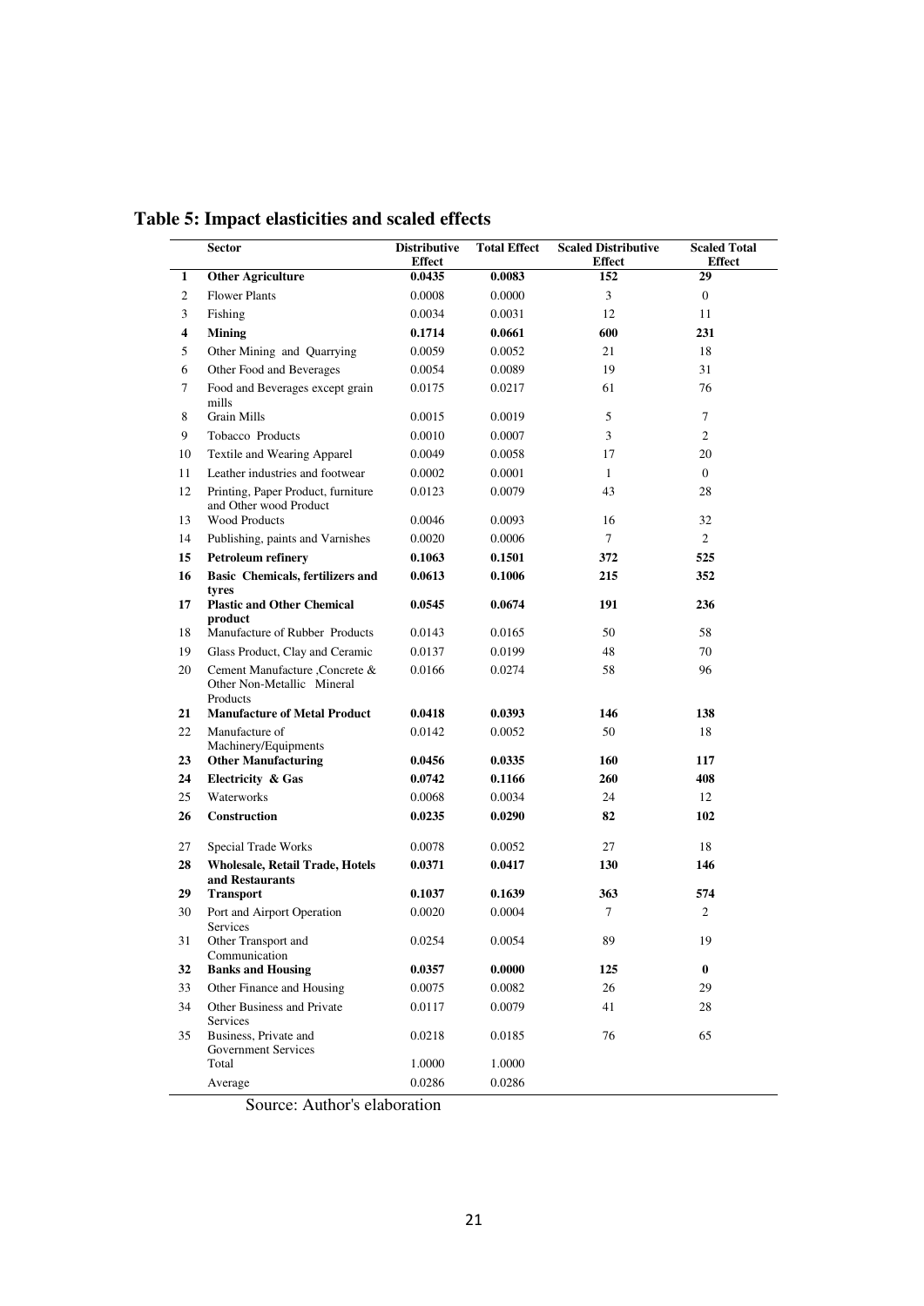**Table 5: Impact elasticities and scaled effects**

| | Sector | Distributive Effect | Total Effect | Scaled Distributive Effect | Scaled Total Effect |
|---|---|---|---|---|---|
| **1** | **Other Agriculture** | **0.0435** | **0.0083** | **152** | **29** |
| 2 | Flower Plants | 0.0008 | 0.0000 | 3 | 0 |
| 3 | Fishing | 0.0034 | 0.0031 | 12 | 11 |
| **4** | **Mining** | **0.1714** | **0.0661** | **600** | **231** |
| 5 | Other Mining and Quarrying | 0.0059 | 0.0052 | 21 | 18 |
| 6 | Other Food and Beverages | 0.0054 | 0.0089 | 19 | 31 |
| 7 | Food and Beverages except grain mills | 0.0175 | 0.0217 | 61 | 76 |
| 8 | Grain Mills | 0.0015 | 0.0019 | 5 | 7 |
| 9 | Tobacco Products | 0.0010 | 0.0007 | 3 | 2 |
| 10 | Textile and Wearing Apparel | 0.0049 | 0.0058 | 17 | 20 |
| 11 | Leather industries and footwear | 0.0002 | 0.0001 | 1 | 0 |
| 12 | Printing, Paper Product, furniture and Other wood Product | 0.0123 | 0.0079 | 43 | 28 |
| 13 | Wood Products | 0.0046 | 0.0093 | 16 | 32 |
| 14 | Publishing, paints and Varnishes | 0.0020 | 0.0006 | 7 | 2 |
| **15** | **Petroleum refinery** | **0.1063** | **0.1501** | **372** | **525** |
| **16** | **Basic Chemicals, fertilizers and tyres** | **0.0613** | **0.1006** | **215** | **352** |
| **17** | **Plastic and Other Chemical product** | **0.0545** | **0.0674** | **191** | **236** |
| 18 | Manufacture of Rubber Products | 0.0143 | 0.0165 | 50 | 58 |
| 19 | Glass Product, Clay and Ceramic | 0.0137 | 0.0199 | 48 | 70 |
| 20 | Cement Manufacture ,Concrete & Other Non-Metallic Mineral Products | 0.0166 | 0.0274 | 58 | 96 |
| **21** | **Manufacture of Metal Product** | **0.0418** | **0.0393** | **146** | **138** |
| 22 | Manufacture of Machinery/Equipments | 0.0142 | 0.0052 | 50 | 18 |
| **23** | **Other Manufacturing** | **0.0456** | **0.0335** | **160** | **117** |
| **24** | **Electricity & Gas** | **0.0742** | **0.1166** | **260** | **408** |
| 25 | Waterworks | 0.0068 | 0.0034 | 24 | 12 |
| **26** | **Construction** | **0.0235** | **0.0290** | **82** | **102** |
| 27 | Special Trade Works | 0.0078 | 0.0052 | 27 | 18 |
| **28** | **Wholesale, Retail Trade, Hotels and Restaurants** | **0.0371** | **0.0417** | **130** | **146** |
| **29** | **Transport** | **0.1037** | **0.1639** | **363** | **574** |
| 30 | Port and Airport Operation Services | 0.0020 | 0.0004 | 7 | 2 |
| 31 | Other Transport and Communication | 0.0254 | 0.0054 | 89 | 19 |
| **32** | **Banks and Housing** | **0.0357** | **0.0000** | **125** | **0** |
| 33 | Other Finance and Housing | 0.0075 | 0.0082 | 26 | 29 |
| 34 | Other Business and Private Services | 0.0117 | 0.0079 | 41 | 28 |
| 35 | Business, Private and Government Services | 0.0218 | 0.0185 | 76 | 65 |
| | Total | 1.0000 | 1.0000 | | |
| | Average | 0.0286 | 0.0286 | | |

Source: Author's elaboration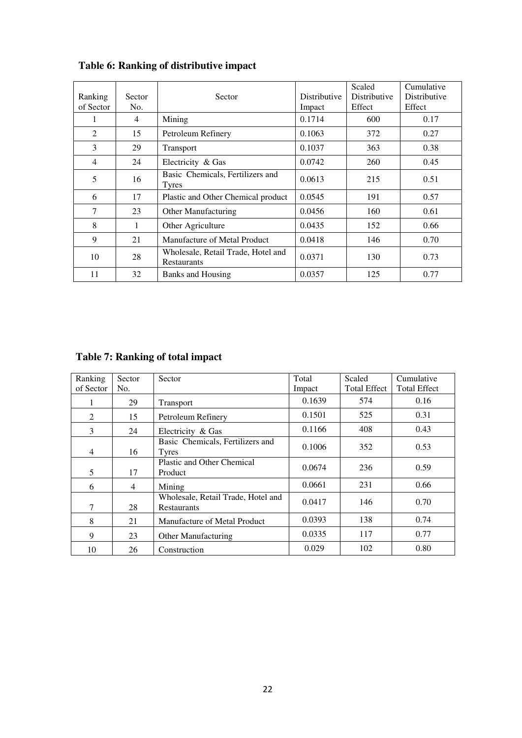**Table 6: Ranking of distributive impact**

| Ranking of Sector | Sector No. | Sector | Distributive Impact | Scaled Distributive Effect | Cumulative Distributive Effect |
|---|---|---|---|---|---|
| 1 | 4 | Mining | 0.1714 | 600 | 0.17 |
| 2 | 15 | Petroleum Refinery | 0.1063 | 372 | 0.27 |
| 3 | 29 | Transport | 0.1037 | 363 | 0.38 |
| 4 | 24 | Electricity & Gas | 0.0742 | 260 | 0.45 |
| 5 | 16 | Basic Chemicals, Fertilizers and Tyres | 0.0613 | 215 | 0.51 |
| 6 | 17 | Plastic and Other Chemical product | 0.0545 | 191 | 0.57 |
| 7 | 23 | Other Manufacturing | 0.0456 | 160 | 0.61 |
| 8 | 1 | Other Agriculture | 0.0435 | 152 | 0.66 |
| 9 | 21 | Manufacture of Metal Product | 0.0418 | 146 | 0.70 |
| 10 | 28 | Wholesale, Retail Trade, Hotel and Restaurants | 0.0371 | 130 | 0.73 |
| 11 | 32 | Banks and Housing | 0.0357 | 125 | 0.77 |

**Table 7: Ranking of total impact**

| Ranking of Sector | Sector No. | Sector | Total Impact | Scaled Total Effect | Cumulative Total Effect |
|---|---|---|---|---|---|
| 1 | 29 | Transport | 0.1639 | 574 | 0.16 |
| 2 | 15 | Petroleum Refinery | 0.1501 | 525 | 0.31 |
| 3 | 24 | Electricity & Gas | 0.1166 | 408 | 0.43 |
| 4 | 16 | Basic Chemicals, Fertilizers and Tyres | 0.1006 | 352 | 0.53 |
| 5 | 17 | Plastic and Other Chemical Product | 0.0674 | 236 | 0.59 |
| 6 | 4 | Mining | 0.0661 | 231 | 0.66 |
| 7 | 28 | Wholesale, Retail Trade, Hotel and Restaurants | 0.0417 | 146 | 0.70 |
| 8 | 21 | Manufacture of Metal Product | 0.0393 | 138 | 0.74 |
| 9 | 23 | Other Manufacturing | 0.0335 | 117 | 0.77 |
| 10 | 26 | Construction | 0.029 | 102 | 0.80 |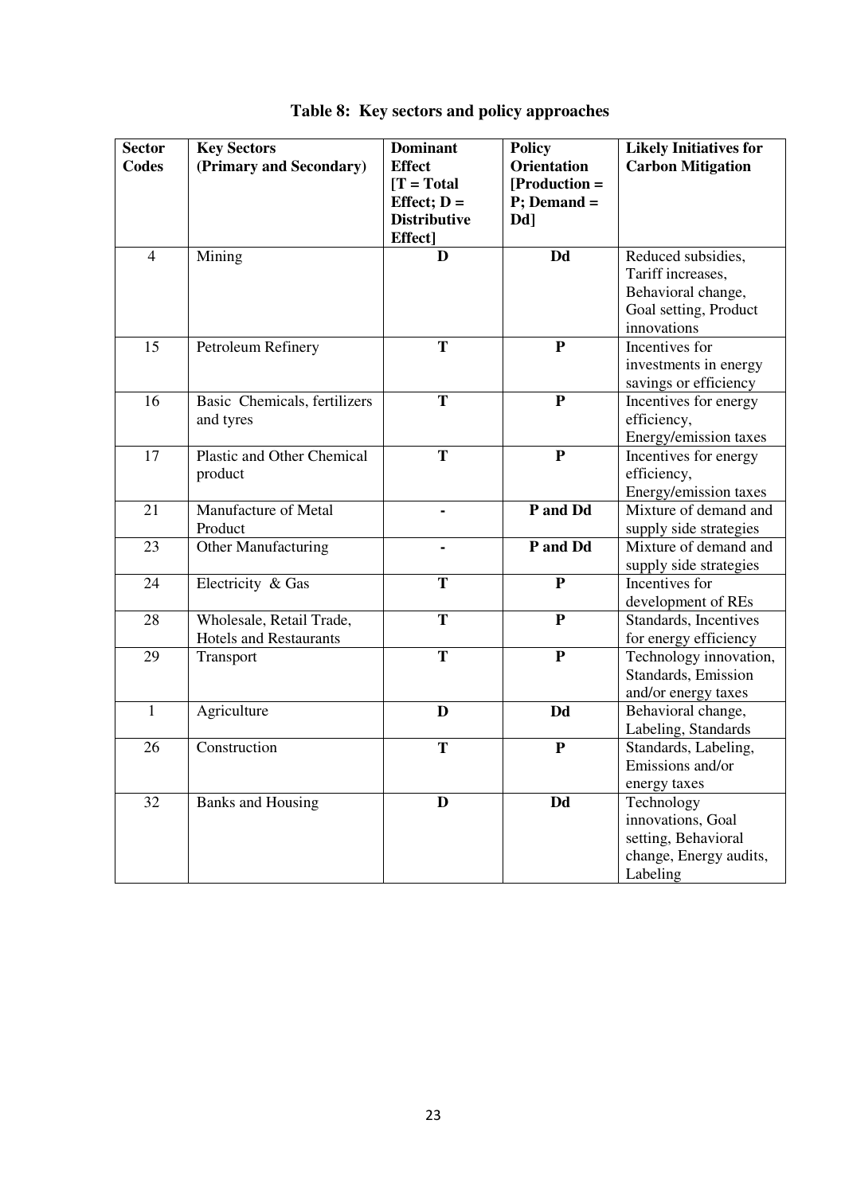**Table 8: Key sectors and policy approaches**

| Sector Codes | Key Sectors (Primary and Secondary) | Dominant Effect [T = Total Effect; D = Distributive Effect] | Policy Orientation [Production = P; Demand = Dd] | Likely Initiatives for Carbon Mitigation |
|---|---|---|---|---|
| 4 | Mining | **D** | **Dd** | Reduced subsidies, Tariff increases, Behavioral change, Goal setting, Product innovations |
| 15 | Petroleum Refinery | **T** | **P** | Incentives for investments in energy savings or efficiency |
| 16 | Basic Chemicals, fertilizers and tyres | **T** | **P** | Incentives for energy efficiency, Energy/emission taxes |
| 17 | Plastic and Other Chemical product | **T** | **P** | Incentives for energy efficiency, Energy/emission taxes |
| 21 | Manufacture of Metal Product | **-** | **P and Dd** | Mixture of demand and supply side strategies |
| 23 | Other Manufacturing | **-** | **P and Dd** | Mixture of demand and supply side strategies |
| 24 | Electricity & Gas | **T** | **P** | Incentives for development of REs |
| 28 | Wholesale, Retail Trade, Hotels and Restaurants | **T** | **P** | Standards, Incentives for energy efficiency |
| 29 | Transport | **T** | **P** | Technology innovation, Standards, Emission and/or energy taxes |
| 1 | Agriculture | **D** | **Dd** | Behavioral change, Labeling, Standards |
| 26 | Construction | **T** | **P** | Standards, Labeling, Emissions and/or energy taxes |
| 32 | Banks and Housing | **D** | **Dd** | Technology innovations, Goal setting, Behavioral change, Energy audits, Labeling |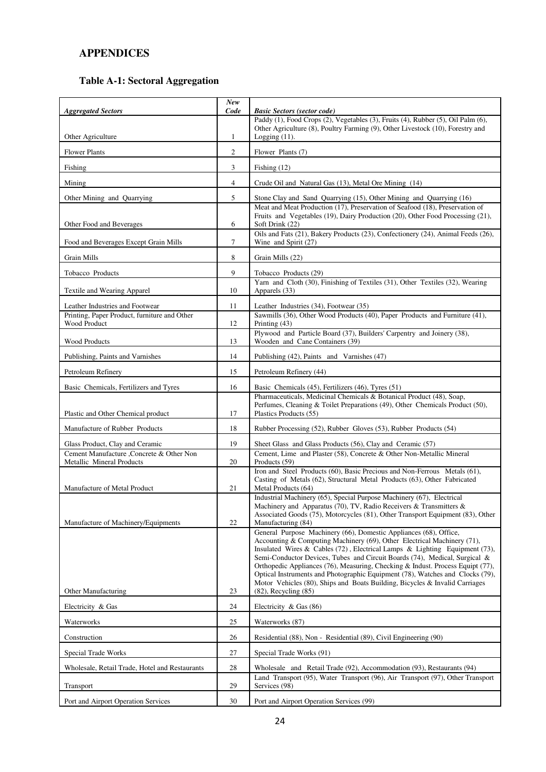## APPENDICES

### Table A-1: Sectoral Aggregation

| *Aggregated Sectors* | *New Code* | *Basic Sectors (sector code)* |
|---|---|---|
| Other Agriculture | 1 | Paddy (1), Food Crops (2), Vegetables (3), Fruits (4), Rubber (5), Oil Palm (6), Other Agriculture (8), Poultry Farming (9), Other Livestock (10), Forestry and Logging (11). |
| Flower Plants | 2 | Flower Plants (7) |
| Fishing | 3 | Fishing (12) |
| Mining | 4 | Crude Oil and Natural Gas (13), Metal Ore Mining (14) |
| Other Mining and Quarrying | 5 | Stone Clay and Sand Quarrying (15), Other Mining and Quarrying (16) |
| Other Food and Beverages | 6 | Meat and Meat Production (17), Preservation of Seafood (18), Preservation of Fruits and Vegetables (19), Dairy Production (20), Other Food Processing (21), Soft Drink (22) |
| Food and Beverages Except Grain Mills | 7 | Oils and Fats (21), Bakery Products (23), Confectionery (24), Animal Feeds (26), Wine and Spirit (27) |
| Grain Mills | 8 | Grain Mills (22) |
| Tobacco Products | 9 | Tobacco Products (29) |
| Textile and Wearing Apparel | 10 | Yarn and Cloth (30), Finishing of Textiles (31), Other Textiles (32), Wearing Apparels (33) |
| Leather Industries and Footwear | 11 | Leather Industries (34), Footwear (35) |
| Printing, Paper Product, furniture and Other Wood Product | 12 | Sawmills (36), Other Wood Products (40), Paper Products and Furniture (41), Printing (43) |
| Wood Products | 13 | Plywood and Particle Board (37), Builders' Carpentry and Joinery (38), Wooden and Cane Containers (39) |
| Publishing, Paints and Varnishes | 14 | Publishing (42), Paints and Varnishes (47) |
| Petroleum Refinery | 15 | Petroleum Refinery (44) |
| Basic Chemicals, Fertilizers and Tyres | 16 | Basic Chemicals (45), Fertilizers (46), Tyres (51) |
| Plastic and Other Chemical product | 17 | Pharmaceuticals, Medicinal Chemicals & Botanical Product (48), Soap, Perfumes, Cleaning & Toilet Preparations (49), Other Chemicals Product (50), Plastics Products (55) |
| Manufacture of Rubber Products | 18 | Rubber Processing (52), Rubber Gloves (53), Rubber Products (54) |
| Glass Product, Clay and Ceramic | 19 | Sheet Glass and Glass Products (56), Clay and Ceramic (57) |
| Cement Manufacture ,Concrete & Other Non Metallic Mineral Products | 20 | Cement, Lime and Plaster (58), Concrete & Other Non-Metallic Mineral Products (59) |
| Manufacture of Metal Product | 21 | Iron and Steel Products (60), Basic Precious and Non-Ferrous Metals (61), Casting of Metals (62), Structural Metal Products (63), Other Fabricated Metal Products (64) |
| Manufacture of Machinery/Equipments | 22 | Industrial Machinery (65), Special Purpose Machinery (67), Electrical Machinery and Apparatus (70), TV, Radio Receivers & Transmitters & Associated Goods (75), Motorcycles (81), Other Transport Equipment (83), Other Manufacturing (84) |
| Other Manufacturing | 23 | General Purpose Machinery (66), Domestic Appliances (68), Office, Accounting & Computing Machinery (69), Other Electrical Machinery (71), Insulated Wires & Cables (72) , Electrical Lamps & Lighting Equipment (73), Semi-Conductor Devices, Tubes and Circuit Boards (74), Medical, Surgical & Orthopedic Appliances (76), Measuring, Checking & Indust. Process Equipt (77), Optical Instruments and Photographic Equipment (78), Watches and Clocks (79), Motor Vehicles (80), Ships and Boats Building, Bicycles & Invalid Carriages (82), Recycling (85) |
| Electricity & Gas | 24 | Electricity & Gas (86) |
| Waterworks | 25 | Waterworks (87) |
| Construction | 26 | Residential (88), Non - Residential (89), Civil Engineering (90) |
| Special Trade Works | 27 | Special Trade Works (91) |
| Wholesale, Retail Trade, Hotel and Restaurants | 28 | Wholesale and Retail Trade (92), Accommodation (93), Restaurants (94) |
| Transport | 29 | Land Transport (95), Water Transport (96), Air Transport (97), Other Transport Services (98) |
| Port and Airport Operation Services | 30 | Port and Airport Operation Services (99) |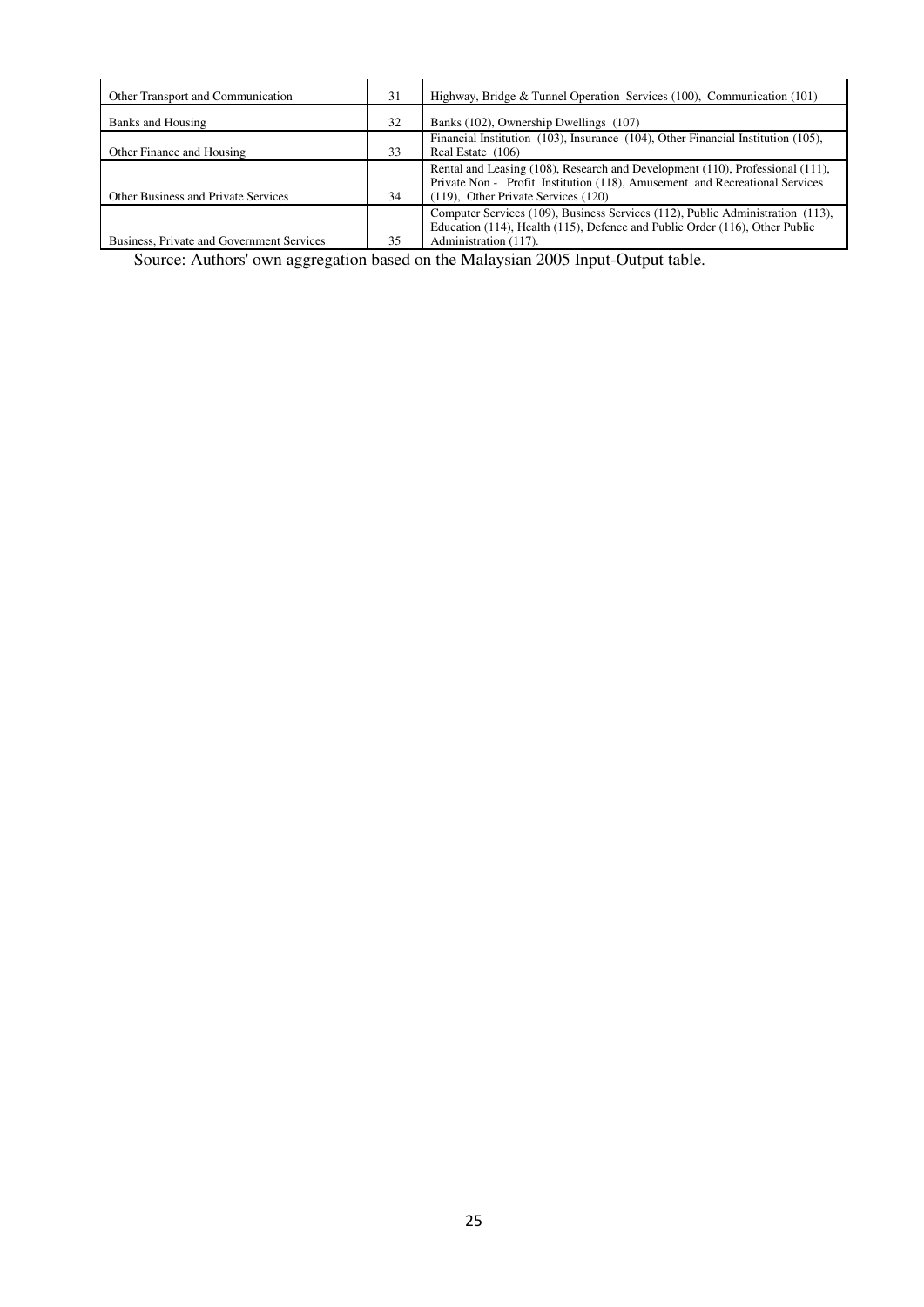| Other Transport and Communication | 31 | Highway, Bridge & Tunnel Operation Services (100), Communication (101) |
|---|---|---|
| Banks and Housing | 32 | Banks (102), Ownership Dwellings (107) |
| Other Finance and Housing | 33 | Financial Institution (103), Insurance (104), Other Financial Institution (105), Real Estate (106) |
| Other Business and Private Services | 34 | Rental and Leasing (108), Research and Development (110), Professional (111), Private Non - Profit Institution (118), Amusement and Recreational Services (119), Other Private Services (120) |
| Business, Private and Government Services | 35 | Computer Services (109), Business Services (112), Public Administration (113), Education (114), Health (115), Defence and Public Order (116), Other Public Administration (117). |

Source: Authors' own aggregation based on the Malaysian 2005 Input-Output table.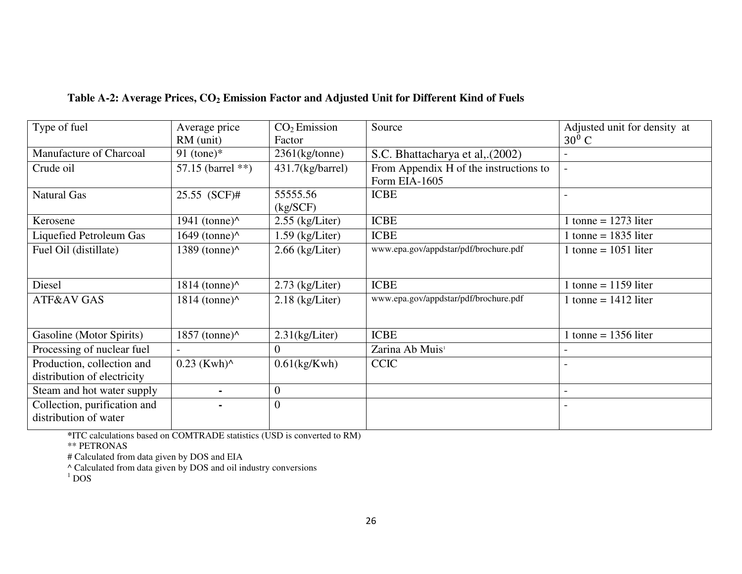**Table A-2: Average Prices, $CO_2$ Emission Factor and Adjusted Unit for Different Kind of Fuels**

| Type of fuel | Average price RM (unit) | $CO_2$ Emission Factor | Source | Adjusted unit for density at $30^0$ C |
|---|---|---|---|---|
| Manufacture of Charcoal | 91 (tone)* | 2361(kg/tonne) | S.C. Bhattacharya et al,.(2002) | - |
| Crude oil | 57.15 (barrel **) | 431.7(kg/barrel) | From Appendix H of the instructions to Form EIA-1605 | - |
| Natural Gas | 25.55 (SCF)# | 55555.56 (kg/SCF) | ICBE | - |
| Kerosene | 1941 (tonne)^ | 2.55 (kg/Liter) | ICBE | 1 tonne = 1273 liter |
| Liquefied Petroleum Gas | 1649 (tonne)^ | 1.59 (kg/Liter) | ICBE | 1 tonne = 1835 liter |
| Fuel Oil (distillate) | 1389 (tonne)^ | 2.66 (kg/Liter) | www.epa.gov/appdstar/pdf/brochure.pdf | 1 tonne = 1051 liter |
| Diesel | 1814 (tonne)^ | 2.73 (kg/Liter) | ICBE | 1 tonne = 1159 liter |
| ATF&AV GAS | 1814 (tonne)^ | 2.18 (kg/Liter) | www.epa.gov/appdstar/pdf/brochure.pdf | 1 tonne = 1412 liter |
| Gasoline (Motor Spirits) | 1857 (tonne)^ | 2.31(kg/Liter) | ICBE | 1 tonne = 1356 liter |
| Processing of nuclear fuel | - | 0 | Zarina Ab Muis[1] | - |
| Production, collection and distribution of electricity | 0.23 (Kwh)^ | 0.61(kg/Kwh) | CCIC | - |
| Steam and hot water supply | - | 0 | | - |
| Collection, purification and distribution of water | - | 0 | | - |

*ITC calculations based on COMTRADE statistics (USD is converted to RM)

** PETRONAS

# Calculated from data given by DOS and EIA

^ Calculated from data given by DOS and oil industry conversions

[1] DOS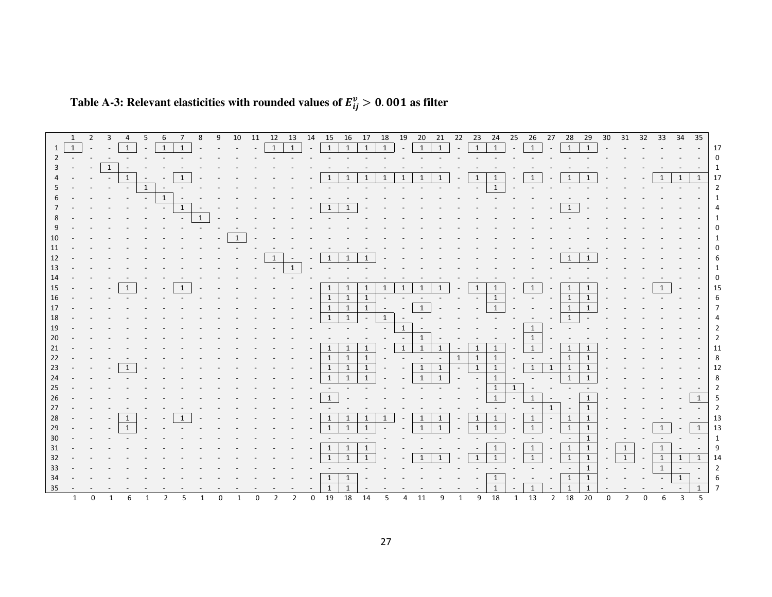**Table A-3: Relevant elasticities with rounded values of $E_{ij}^{v} > 0.001$ as filter**

| | 1 | 2 | 3 | 4 | 5 | 6 | 7 | 8 | 9 | 10 | 11 | 12 | 13 | 14 | 15 | 16 | 17 | 18 | 19 | 20 | 21 | 22 | 23 | 24 | 25 | 26 | 27 | 28 | 29 | 30 | 31 | 32 | 33 | 34 | 35 | |
|---|---|---|---|---|---|---|---|---|---|---|---|---|---|---|---|---|---|---|---|---|---|---|---|---|---|---|---|---|---|---|---|---|---|---|---|---|
| 1 | 1 | - | - | 1 | - | 1 | 1 | - | - | - | - | 1 | 1 | - | 1 | 1 | 1 | 1 | - | 1 | 1 | - | 1 | 1 | - | 1 | - | 1 | 1 | - | - | - | - | - | - | 17 |
| 2 | - | - | - | - | - | - | - | - | - | - | - | - | - | - | - | - | - | - | - | - | - | - | - | - | - | - | - | - | - | - | - | - | - | - | - | 0 |
| 3 | - | - | 1 | - | - | - | - | - | - | - | - | - | - | - | - | - | - | - | - | - | - | - | - | - | - | - | - | - | - | - | - | - | - | - | - | 1 |
| 4 | - | - | - | 1 | - | - | 1 | - | - | - | - | - | - | - | 1 | 1 | 1 | 1 | 1 | 1 | 1 | - | 1 | 1 | - | 1 | - | 1 | 1 | - | - | - | 1 | 1 | 1 | 17 |
| 5 | - | - | - | - | 1 | - | - | - | - | - | - | - | - | - | - | - | - | - | - | - | - | - | - | 1 | - | - | - | - | - | - | - | - | - | - | - | 2 |
| 6 | - | - | - | - | - | 1 | - | - | - | - | - | - | - | - | - | - | - | - | - | - | - | - | - | - | - | - | - | - | - | - | - | - | - | - | - | 1 |
| 7 | - | - | - | - | - | - | 1 | - | - | - | - | - | - | - | 1 | 1 | - | - | - | - | - | - | - | - | - | - | - | 1 | - | - | - | - | - | - | - | 4 |
| 8 | - | - | - | - | - | - | - | 1 | - | - | - | - | - | - | - | - | - | - | - | - | - | - | - | - | - | - | - | - | - | - | - | - | - | - | - | 1 |
| 9 | - | - | - | - | - | - | - | - | - | - | - | - | - | - | - | - | - | - | - | - | - | - | - | - | - | - | - | - | - | - | - | - | - | - | - | 0 |
| 10 | - | - | - | - | - | - | - | - | - | 1 | - | - | - | - | - | - | - | - | - | - | - | - | - | - | - | - | - | - | - | - | - | - | - | - | - | 1 |
| 11 | - | - | - | - | - | - | - | - | - | - | - | - | - | - | - | - | - | - | - | - | - | - | - | - | - | - | - | - | - | - | - | - | - | - | - | 0 |
| 12 | - | - | - | - | - | - | - | - | - | - | - | 1 | - | - | 1 | 1 | 1 | - | - | - | - | - | - | - | - | - | - | 1 | 1 | - | - | - | - | - | - | 6 |
| 13 | - | - | - | - | - | - | - | - | - | - | - | - | 1 | - | - | - | - | - | - | - | - | - | - | - | - | - | - | - | - | - | - | - | - | - | - | 1 |
| 14 | - | - | - | - | - | - | - | - | - | - | - | - | - | - | - | - | - | - | - | - | - | - | - | - | - | - | - | - | - | - | - | - | - | - | - | 0 |
| 15 | - | - | - | 1 | - | - | 1 | - | - | - | - | - | - | - | 1 | 1 | 1 | 1 | 1 | 1 | 1 | - | 1 | 1 | - | 1 | - | 1 | 1 | - | - | - | 1 | - | - | 15 |
| 16 | - | - | - | - | - | - | - | - | - | - | - | - | - | - | 1 | 1 | 1 | - | - | - | - | - | - | 1 | - | - | - | 1 | 1 | - | - | - | - | - | - | 6 |
| 17 | - | - | - | - | - | - | - | - | - | - | - | - | - | - | 1 | 1 | 1 | - | - | 1 | - | - | - | 1 | - | - | - | 1 | 1 | - | - | - | - | - | - | 7 |
| 18 | - | - | - | - | - | - | - | - | - | - | - | - | - | - | 1 | 1 | - | 1 | - | - | - | - | - | - | - | - | - | 1 | - | - | - | - | - | - | - | 4 |
| 19 | - | - | - | - | - | - | - | - | - | - | - | - | - | - | - | - | - | - | 1 | - | - | - | - | - | - | 1 | - | - | - | - | - | - | - | - | - | 2 |
| 20 | - | - | - | - | - | - | - | - | - | - | - | - | - | - | - | - | - | - | - | 1 | - | - | - | - | - | 1 | - | - | - | - | - | - | - | - | - | 2 |
| 21 | - | - | - | - | - | - | - | - | - | - | - | - | - | - | 1 | 1 | 1 | - | 1 | 1 | 1 | - | 1 | 1 | - | 1 | - | 1 | 1 | - | - | - | - | - | - | 11 |
| 22 | - | - | - | - | - | - | - | - | - | - | - | - | - | - | 1 | 1 | 1 | - | - | - | - | 1 | 1 | 1 | - | - | - | 1 | 1 | - | - | - | - | - | - | 8 |
| 23 | - | - | - | 1 | - | - | - | - | - | - | - | - | - | - | 1 | 1 | 1 | - | - | 1 | 1 | - | 1 | 1 | - | 1 | 1 | 1 | 1 | - | - | - | - | - | - | 12 |
| 24 | - | - | - | - | - | - | - | - | - | - | - | - | - | - | 1 | 1 | 1 | - | - | 1 | 1 | - | - | 1 | - | - | - | 1 | 1 | - | - | - | - | - | - | 8 |
| 25 | - | - | - | - | - | - | - | - | - | - | - | - | - | - | - | - | - | - | - | - | - | - | - | 1 | 1 | - | - | - | - | - | - | - | - | - | - | 2 |
| 26 | - | - | - | - | - | - | - | - | - | - | - | - | - | - | 1 | - | - | - | - | - | - | - | - | 1 | - | 1 | - | - | 1 | - | - | - | - | - | 1 | 5 |
| 27 | - | - | - | - | - | - | - | - | - | - | - | - | - | - | - | - | - | - | - | - | - | - | - | - | - | - | 1 | - | 1 | - | - | - | - | - | - | 2 |
| 28 | - | - | - | 1 | - | - | 1 | - | - | - | - | - | - | - | 1 | 1 | 1 | 1 | - | 1 | 1 | - | 1 | 1 | - | 1 | - | 1 | 1 | - | - | - | - | - | - | 13 |
| 29 | - | - | - | 1 | - | - | - | - | - | - | - | - | - | - | 1 | 1 | 1 | - | - | 1 | 1 | - | 1 | 1 | - | 1 | - | 1 | 1 | - | - | - | 1 | - | 1 | 13 |
| 30 | - | - | - | - | - | - | - | - | - | - | - | - | - | - | - | - | - | - | - | - | - | - | - | - | - | - | - | - | 1 | - | - | - | - | - | - | 1 |
| 31 | - | - | - | - | - | - | - | - | - | - | - | - | - | - | 1 | 1 | 1 | - | - | - | - | - | - | 1 | - | 1 | - | 1 | 1 | - | 1 | - | 1 | - | - | 9 |
| 32 | - | - | - | - | - | - | - | - | - | - | - | - | - | - | 1 | 1 | 1 | - | - | 1 | 1 | - | 1 | 1 | - | 1 | - | 1 | 1 | - | 1 | - | 1 | 1 | 1 | 14 |
| 33 | - | - | - | - | - | - | - | - | - | - | - | - | - | - | - | - | - | - | - | - | - | - | - | - | - | - | - | - | 1 | - | - | - | 1 | - | - | 2 |
| 34 | - | - | - | - | - | - | - | - | - | - | - | - | - | - | 1 | 1 | - | - | - | - | - | - | - | 1 | - | - | - | 1 | 1 | - | - | - | - | 1 | - | 6 |
| 35 | - | - | - | - | - | - | - | - | - | - | - | - | - | - | 1 | 1 | - | - | - | - | - | - | - | 1 | - | 1 | - | 1 | 1 | - | - | - | - | - | 1 | 7 |
| | 1 | 0 | 1 | 6 | 1 | 2 | 5 | 1 | 0 | 1 | 0 | 2 | 2 | 0 | 19 | 18 | 14 | 5 | 4 | 11 | 9 | 1 | 9 | 18 | 1 | 13 | 2 | 18 | 20 | 0 | 2 | 0 | 6 | 3 | 5 | |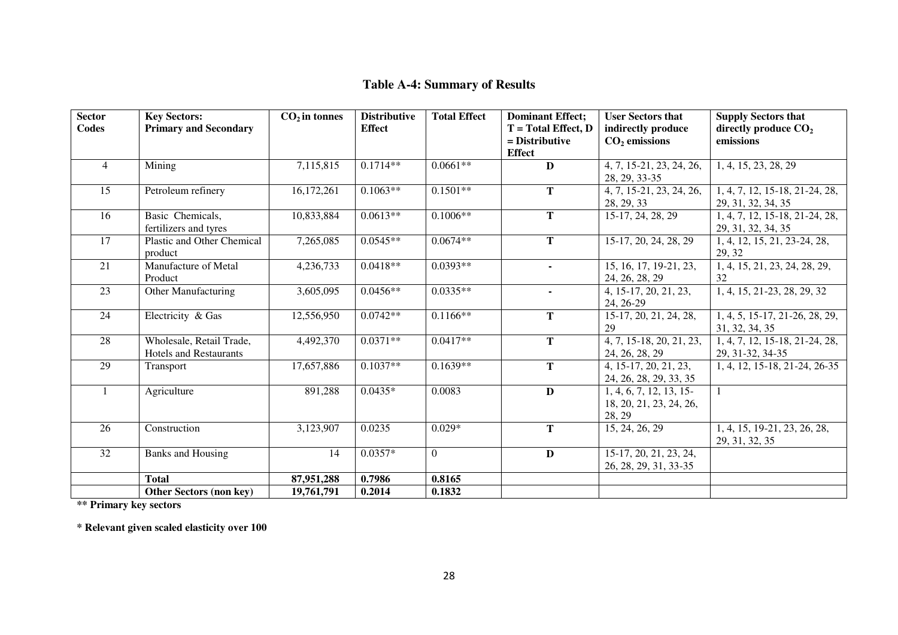**Table A-4: Summary of Results**

| Sector Codes | Key Sectors: Primary and Secondary | $CO_2$ in tonnes | Distributive Effect | Total Effect | Dominant Effect; T = Total Effect, D = Distributive Effect | User Sectors that indirectly produce $CO_2$ emissions | Supply Sectors that directly produce $CO_2$ emissions |
|---|---|---|---|---|---|---|---|
| 4 | Mining | 7,115,815 | 0.1714** | 0.0661** | **D** | 4, 7, 15-21, 23, 24, 26, 28, 29, 33-35 | 1, 4, 15, 23, 28, 29 |
| 15 | Petroleum refinery | 16,172,261 | 0.1063** | 0.1501** | **T** | 4, 7, 15-21, 23, 24, 26, 28, 29, 33 | 1, 4, 7, 12, 15-18, 21-24, 28, 29, 31, 32, 34, 35 |
| 16 | Basic Chemicals, fertilizers and tyres | 10,833,884 | 0.0613** | 0.1006** | **T** | 15-17, 24, 28, 29 | 1, 4, 7, 12, 15-18, 21-24, 28, 29, 31, 32, 34, 35 |
| 17 | Plastic and Other Chemical product | 7,265,085 | 0.0545** | 0.0674** | **T** | 15-17, 20, 24, 28, 29 | 1, 4, 12, 15, 21, 23-24, 28, 29, 32 |
| 21 | Manufacture of Metal Product | 4,236,733 | 0.0418** | 0.0393** | **-** | 15, 16, 17, 19-21, 23, 24, 26, 28, 29 | 1, 4, 15, 21, 23, 24, 28, 29, 32 |
| 23 | Other Manufacturing | 3,605,095 | 0.0456** | 0.0335** | **-** | 4, 15-17, 20, 21, 23, 24, 26-29 | 1, 4, 15, 21-23, 28, 29, 32 |
| 24 | Electricity & Gas | 12,556,950 | 0.0742** | 0.1166** | **T** | 15-17, 20, 21, 24, 28, 29 | 1, 4, 5, 15-17, 21-26, 28, 29, 31, 32, 34, 35 |
| 28 | Wholesale, Retail Trade, Hotels and Restaurants | 4,492,370 | 0.0371** | 0.0417** | **T** | 4, 7, 15-18, 20, 21, 23, 24, 26, 28, 29 | 1, 4, 7, 12, 15-18, 21-24, 28, 29, 31-32, 34-35 |
| 29 | Transport | 17,657,886 | 0.1037** | 0.1639** | **T** | 4, 15-17, 20, 21, 23, 24, 26, 28, 29, 33, 35 | 1, 4, 12, 15-18, 21-24, 26-35 |
| 1 | Agriculture | 891,288 | 0.0435* | 0.0083 | **D** | 1, 4, 6, 7, 12, 13, 15-18, 20, 21, 23, 24, 26, 28, 29 | 1 |
| 26 | Construction | 3,123,907 | 0.0235 | 0.029* | **T** | 15, 24, 26, 29 | 1, 4, 15, 19-21, 23, 26, 28, 29, 31, 32, 35 |
| 32 | Banks and Housing | 14 | 0.0357* | 0 | **D** | 15-17, 20, 21, 23, 24, 26, 28, 29, 31, 33-35 | |
| | **Total** | **87,951,288** | **0.7986** | **0.8165** | | | |
| | **Other Sectors (non key)** | **19,761,791** | **0.2014** | **0.1832** | | | |

**** Primary key sectors**

*** Relevant given scaled elasticity over 100**